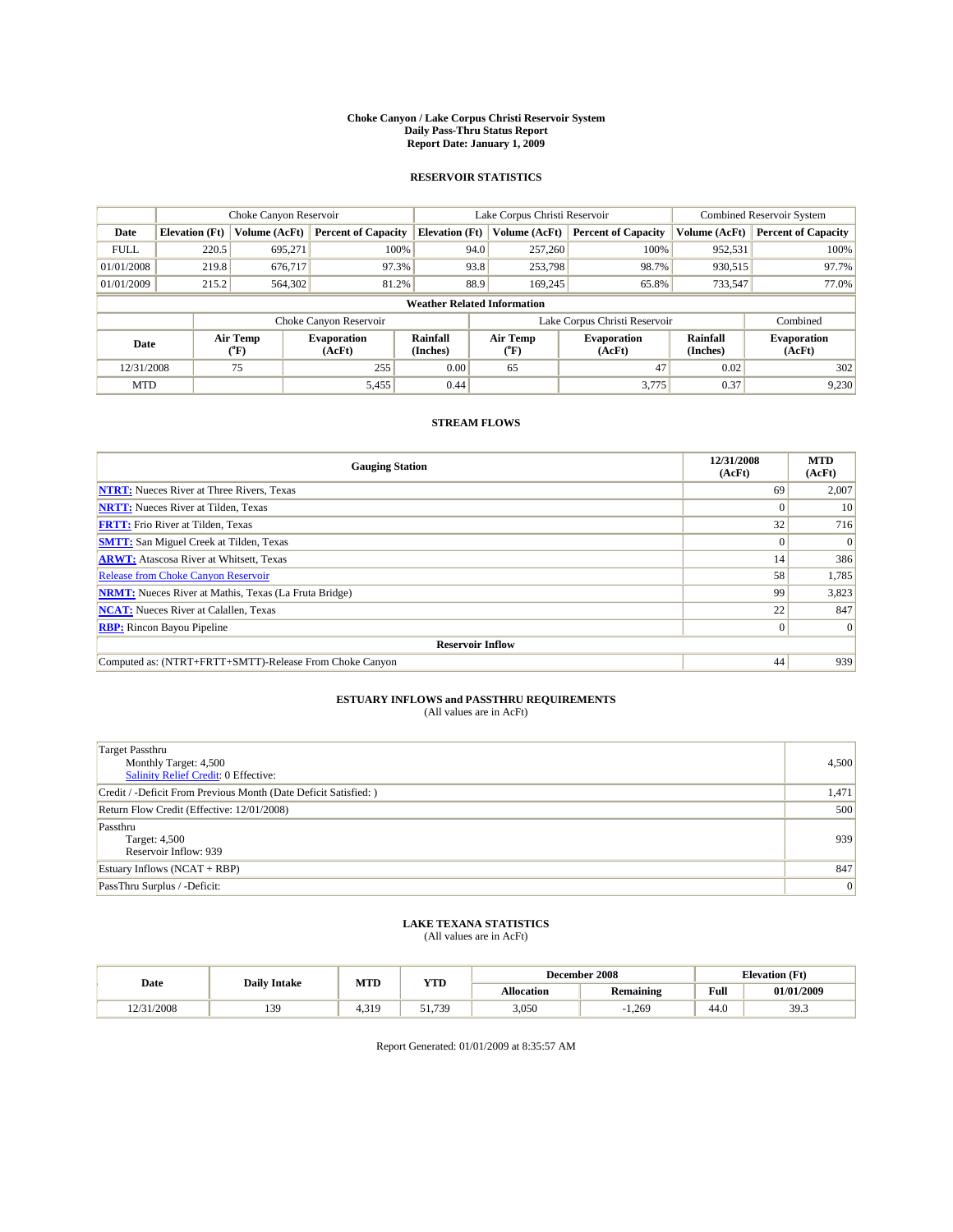# Choke Canyon / Lake Corpus Christi Reservoir System
## Daily Pass-Thru Status Report
## Report Date: January 1, 2009

### RESERVOIR STATISTICS

| | Choke Canyon Reservoir | | | Lake Corpus Christi Reservoir | | | Combined Reservoir System | |
|---|---|---|---|---|---|---|---|---|
| Date | Elevation (Ft) | Volume (AcFt) | Percent of Capacity | Elevation (Ft) | Volume (AcFt) | Percent of Capacity | Volume (AcFt) | Percent of Capacity |
| FULL | 220.5 | 695,271 | 100% | 94.0 | 257,260 | 100% | 952,531 | 100% |
| 01/01/2008 | 219.8 | 676,717 | 97.3% | 93.8 | 253,798 | 98.7% | 930,515 | 97.7% |
| 01/01/2009 | 215.2 | 564,302 | 81.2% | 88.9 | 169,245 | 65.8% | 733,547 | 77.0% |

**Weather Related Information**

| | Choke Canyon Reservoir | | | Lake Corpus Christi Reservoir | | | Combined |
|---|---|---|---|---|---|---|---|
| Date | Air Temp (°F) | Evaporation (AcFt) | Rainfall (Inches) | Air Temp (°F) | Evaporation (AcFt) | Rainfall (Inches) | Evaporation (AcFt) |
| 12/31/2008 | 75 | 255 | 0.00 | 65 | 47 | 0.02 | 302 |
| MTD | | 5,455 | 0.44 | | 3,775 | 0.37 | 9,230 |

### STREAM FLOWS

| Gauging Station | 12/31/2008 (AcFt) | MTD (AcFt) |
|---|---|---|
| NTRT: Nueces River at Three Rivers, Texas | 69 | 2,007 |
| NRTT: Nueces River at Tilden, Texas | 0 | 10 |
| FRTT: Frio River at Tilden, Texas | 32 | 716 |
| SMTT: San Miguel Creek at Tilden, Texas | 0 | 0 |
| ARWT: Atascosa River at Whitsett, Texas | 14 | 386 |
| Release from Choke Canyon Reservoir | 58 | 1,785 |
| NRMT: Nueces River at Mathis, Texas (La Fruta Bridge) | 99 | 3,823 |
| NCAT: Nueces River at Calallen, Texas | 22 | 847 |
| RBP: Rincon Bayou Pipeline | 0 | 0 |
| **Reservoir Inflow** | | |
| Computed as: (NTRT+FRTT+SMTT)-Release From Choke Canyon | 44 | 939 |

### ESTUARY INFLOWS and PASSTHRU REQUIREMENTS
(All values are in AcFt)

| | |
|---|---|
| Target Passthru<br>Monthly Target: 4,500<br>Salinity Relief Credit: 0 Effective: | 4,500 |
| Credit / -Deficit From Previous Month (Date Deficit Satisfied: ) | 1,471 |
| Return Flow Credit (Effective: 12/01/2008) | 500 |
| Passthru<br>Target: 4,500<br>Reservoir Inflow: 939 | 939 |
| Estuary Inflows (NCAT + RBP) | 847 |
| PassThru Surplus / -Deficit: | 0 |

### LAKE TEXANA STATISTICS
(All values are in AcFt)

| Date | Daily Intake | MTD | YTD | December 2008 | | Elevation (Ft) | |
|---|---|---|---|---|---|---|---|
| | | | | Allocation | Remaining | Full | 01/01/2009 |
| 12/31/2008 | 139 | 4,319 | 51,739 | 3,050 | -1,269 | 44.0 | 39.3 |

Report Generated: 01/01/2009 at 8:35:57 AM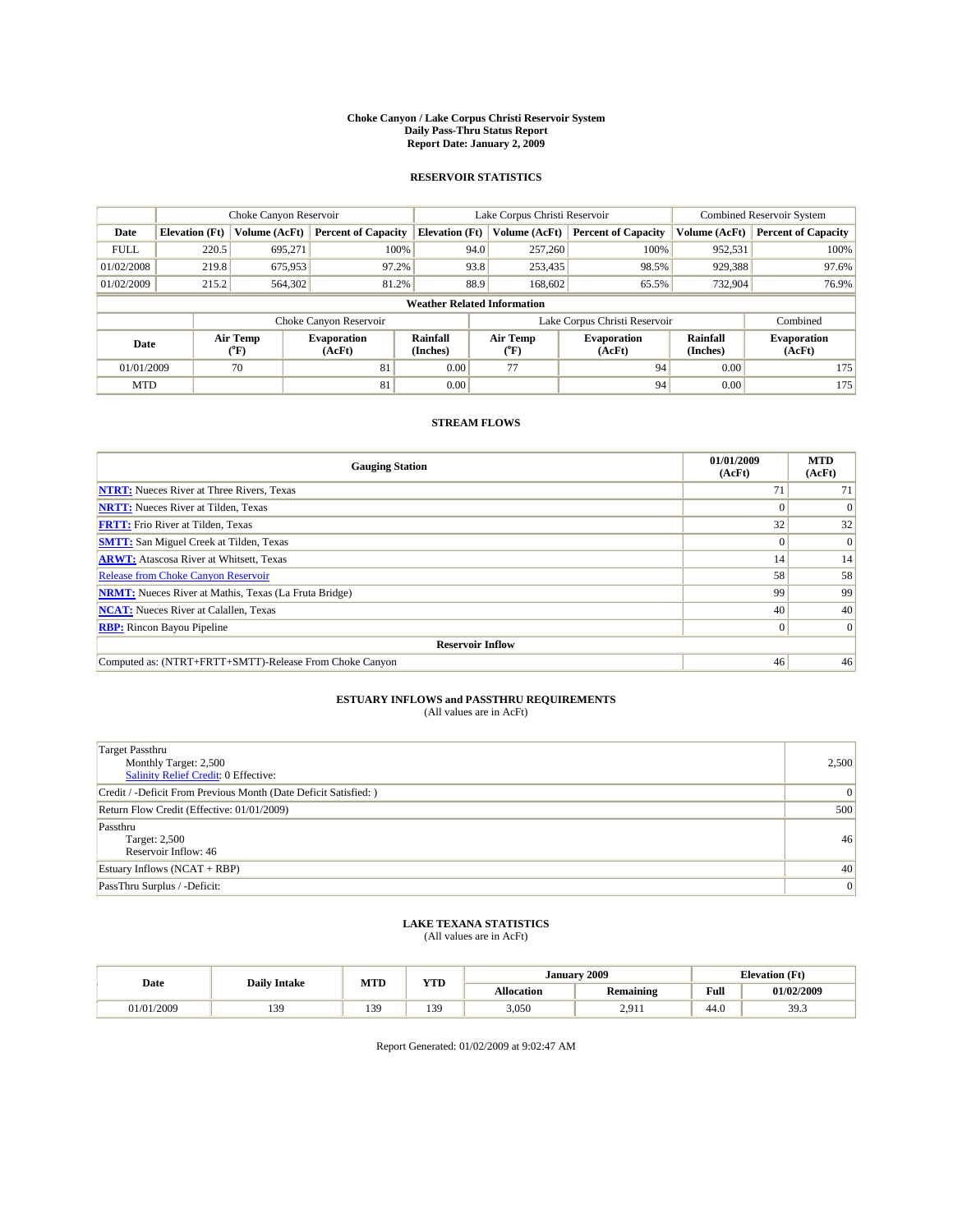# Choke Canyon / Lake Corpus Christi Reservoir System
## Daily Pass-Thru Status Report
## Report Date: January 2, 2009

### RESERVOIR STATISTICS

| | Choke Canyon Reservoir | | | Lake Corpus Christi Reservoir | | | Combined Reservoir System | |
|---|---|---|---|---|---|---|---|---|
| Date | Elevation (Ft) | Volume (AcFt) | Percent of Capacity | Elevation (Ft) | Volume (AcFt) | Percent of Capacity | Volume (AcFt) | Percent of Capacity |
| FULL | 220.5 | 695,271 | 100% | 94.0 | 257,260 | 100% | 952,531 | 100% |
| 01/02/2008 | 219.8 | 675,953 | 97.2% | 93.8 | 253,435 | 98.5% | 929,388 | 97.6% |
| 01/02/2009 | 215.2 | 564,302 | 81.2% | 88.9 | 168,602 | 65.5% | 732,904 | 76.9% |

**Weather Related Information**

| | Choke Canyon Reservoir | | | Lake Corpus Christi Reservoir | | | Combined |
|---|---|---|---|---|---|---|---|
| Date | Air Temp (°F) | Evaporation (AcFt) | Rainfall (Inches) | Air Temp (°F) | Evaporation (AcFt) | Rainfall (Inches) | Evaporation (AcFt) |
| 01/01/2009 | 70 | 81 | 0.00 | 77 | 94 | 0.00 | 175 |
| MTD | | 81 | 0.00 | | 94 | 0.00 | 175 |

### STREAM FLOWS

| Gauging Station | 01/01/2009 (AcFt) | MTD (AcFt) |
|---|---|---|
| NTRT: Nueces River at Three Rivers, Texas | 71 | 71 |
| NRTT: Nueces River at Tilden, Texas | 0 | 0 |
| FRTT: Frio River at Tilden, Texas | 32 | 32 |
| SMTT: San Miguel Creek at Tilden, Texas | 0 | 0 |
| ARWT: Atascosa River at Whitsett, Texas | 14 | 14 |
| Release from Choke Canyon Reservoir | 58 | 58 |
| NRMT: Nueces River at Mathis, Texas (La Fruta Bridge) | 99 | 99 |
| NCAT: Nueces River at Calallen, Texas | 40 | 40 |
| RBP: Rincon Bayou Pipeline | 0 | 0 |
| **Reservoir Inflow** | | |
| Computed as: (NTRT+FRTT+SMTT)-Release From Choke Canyon | 46 | 46 |

### ESTUARY INFLOWS and PASSTHRU REQUIREMENTS
(All values are in AcFt)

| | |
|---|---|
| Target Passthru<br>Monthly Target: 2,500<br>Salinity Relief Credit: 0 Effective: | 2,500 |
| Credit / -Deficit From Previous Month (Date Deficit Satisfied: ) | 0 |
| Return Flow Credit (Effective: 01/01/2009) | 500 |
| Passthru<br>Target: 2,500<br>Reservoir Inflow: 46 | 46 |
| Estuary Inflows (NCAT + RBP) | 40 |
| PassThru Surplus / -Deficit: | 0 |

### LAKE TEXANA STATISTICS
(All values are in AcFt)

| Date | Daily Intake | MTD | YTD | January 2009 | | Elevation (Ft) | |
|---|---|---|---|---|---|---|---|
| | | | | Allocation | Remaining | Full | 01/02/2009 |
| 01/01/2009 | 139 | 139 | 139 | 3,050 | 2,911 | 44.0 | 39.3 |

Report Generated: 01/02/2009 at 9:02:47 AM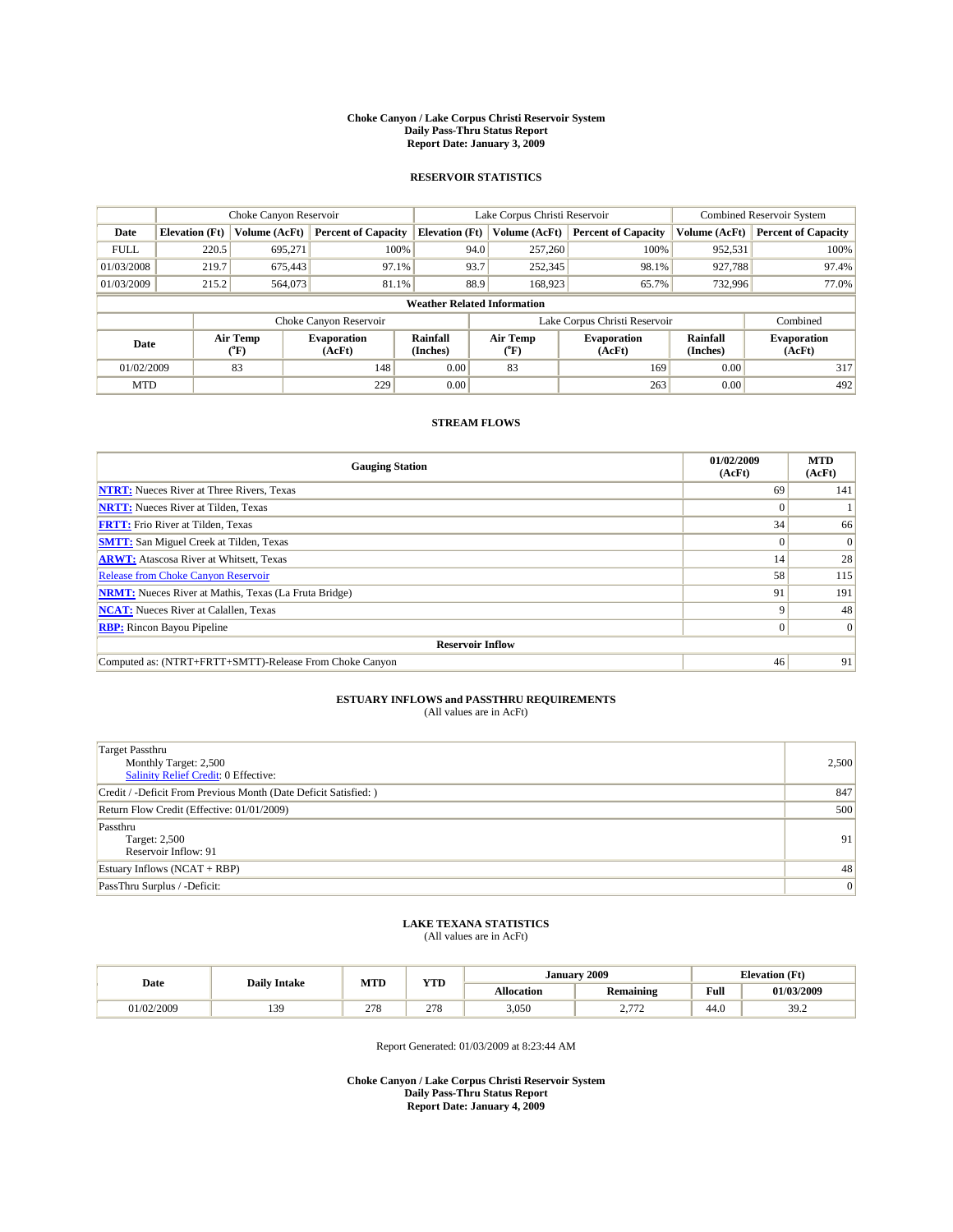**Choke Canyon / Lake Corpus Christi Reservoir System**
**Daily Pass-Thru Status Report**
**Report Date: January 3, 2009**

## RESERVOIR STATISTICS

| | Choke Canyon Reservoir | | | Lake Corpus Christi Reservoir | | | Combined Reservoir System | |
|---|---|---|---|---|---|---|---|---|
| **Date** | **Elevation (Ft)** | **Volume (AcFt)** | **Percent of Capacity** | **Elevation (Ft)** | **Volume (AcFt)** | **Percent of Capacity** | **Volume (AcFt)** | **Percent of Capacity** |
| FULL | 220.5 | 695,271 | 100% | 94.0 | 257,260 | 100% | 952,531 | 100% |
| 01/03/2008 | 219.7 | 675,443 | 97.1% | 93.7 | 252,345 | 98.1% | 927,788 | 97.4% |
| 01/03/2009 | 215.2 | 564,073 | 81.1% | 88.9 | 168,923 | 65.7% | 732,996 | 77.0% |

**Weather Related Information**

| | Choke Canyon Reservoir | | | Lake Corpus Christi Reservoir | | | Combined |
|---|---|---|---|---|---|---|---|
| **Date** | **Air Temp (°F)** | **Evaporation (AcFt)** | **Rainfall (Inches)** | **Air Temp (°F)** | **Evaporation (AcFt)** | **Rainfall (Inches)** | **Evaporation (AcFt)** |
| 01/02/2009 | 83 | 148 | 0.00 | 83 | 169 | 0.00 | 317 |
| MTD | | 229 | 0.00 | | 263 | 0.00 | 492 |

## STREAM FLOWS

| Gauging Station | 01/02/2009 (AcFt) | MTD (AcFt) |
|---|---|---|
| NTRT: Nueces River at Three Rivers, Texas | 69 | 141 |
| NRTT: Nueces River at Tilden, Texas | 0 | 1 |
| FRTT: Frio River at Tilden, Texas | 34 | 66 |
| SMTT: San Miguel Creek at Tilden, Texas | 0 | 0 |
| ARWT: Atascosa River at Whitsett, Texas | 14 | 28 |
| Release from Choke Canyon Reservoir | 58 | 115 |
| NRMT: Nueces River at Mathis, Texas (La Fruta Bridge) | 91 | 191 |
| NCAT: Nueces River at Calallen, Texas | 9 | 48 |
| RBP: Rincon Bayou Pipeline | 0 | 0 |
| **Reservoir Inflow** | | |
| Computed as: (NTRT+FRTT+SMTT)-Release From Choke Canyon | 46 | 91 |

## ESTUARY INFLOWS and PASSTHRU REQUIREMENTS
(All values are in AcFt)

| | |
|---|---|
| Target Passthru<br>Monthly Target: 2,500<br>Salinity Relief Credit: 0 Effective: | 2,500 |
| Credit / -Deficit From Previous Month (Date Deficit Satisfied: ) | 847 |
| Return Flow Credit (Effective: 01/01/2009) | 500 |
| Passthru<br>Target: 2,500<br>Reservoir Inflow: 91 | 91 |
| Estuary Inflows (NCAT + RBP) | 48 |
| PassThru Surplus / -Deficit: | 0 |

## LAKE TEXANA STATISTICS
(All values are in AcFt)

| Date | Daily Intake | MTD | YTD | January 2009 | | Elevation (Ft) | |
|---|---|---|---|---|---|---|---|
| | | | | **Allocation** | **Remaining** | **Full** | **01/03/2009** |
| 01/02/2009 | 139 | 278 | 278 | 3,050 | 2,772 | 44.0 | 39.2 |

Report Generated: 01/03/2009 at 8:23:44 AM

**Choke Canyon / Lake Corpus Christi Reservoir System**
**Daily Pass-Thru Status Report**
**Report Date: January 4, 2009**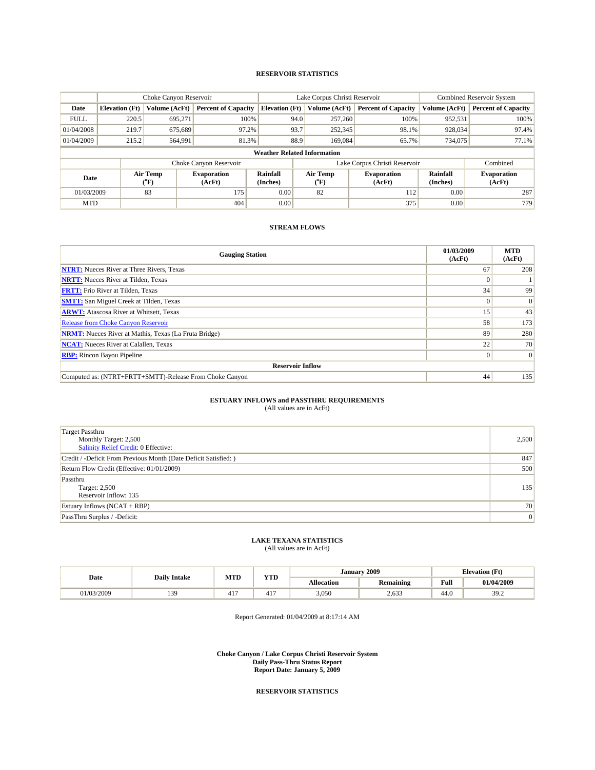# RESERVOIR STATISTICS

| Date | Choke Canyon Reservoir | | | Lake Corpus Christi Reservoir | | | Combined Reservoir System | |
|---|---|---|---|---|---|---|---|---|
| | Elevation (Ft) | Volume (AcFt) | Percent of Capacity | Elevation (Ft) | Volume (AcFt) | Percent of Capacity | Volume (AcFt) | Percent of Capacity |
| FULL | 220.5 | 695,271 | 100% | 94.0 | 257,260 | 100% | 952,531 | 100% |
| 01/04/2008 | 219.7 | 675,689 | 97.2% | 93.7 | 252,345 | 98.1% | 928,034 | 97.4% |
| 01/04/2009 | 215.2 | 564,991 | 81.3% | 88.9 | 169,084 | 65.7% | 734,075 | 77.1% |

**Weather Related Information**

| Date | Choke Canyon Reservoir | | | Lake Corpus Christi Reservoir | | | Combined |
|---|---|---|---|---|---|---|---|
| | Air Temp (°F) | Evaporation (AcFt) | Rainfall (Inches) | Air Temp (°F) | Evaporation (AcFt) | Rainfall (Inches) | Evaporation (AcFt) |
| 01/03/2009 | 83 | 175 | 0.00 | 82 | 112 | 0.00 | 287 |
| MTD | | 404 | 0.00 | | 375 | 0.00 | 779 |

# STREAM FLOWS

| Gauging Station | 01/03/2009 (AcFt) | MTD (AcFt) |
|---|---|---|
| NTRT: Nueces River at Three Rivers, Texas | 67 | 208 |
| NRTT: Nueces River at Tilden, Texas | 0 | 1 |
| FRTT: Frio River at Tilden, Texas | 34 | 99 |
| SMTT: San Miguel Creek at Tilden, Texas | 0 | 0 |
| ARWT: Atascosa River at Whitsett, Texas | 15 | 43 |
| Release from Choke Canyon Reservoir | 58 | 173 |
| NRMT: Nueces River at Mathis, Texas (La Fruta Bridge) | 89 | 280 |
| NCAT: Nueces River at Calallen, Texas | 22 | 70 |
| RBP: Rincon Bayou Pipeline | 0 | 0 |
| **Reservoir Inflow** | | |
| Computed as: (NTRT+FRTT+SMTT)-Release From Choke Canyon | 44 | 135 |

# ESTUARY INFLOWS and PASSTHRU REQUIREMENTS

(All values are in AcFt)

| | |
|---|---|
| Target Passthru<br>Monthly Target: 2,500<br>Salinity Relief Credit: 0 Effective: | 2,500 |
| Credit / -Deficit From Previous Month (Date Deficit Satisfied: ) | 847 |
| Return Flow Credit (Effective: 01/01/2009) | 500 |
| Passthru<br>Target: 2,500<br>Reservoir Inflow: 135 | 135 |
| Estuary Inflows (NCAT + RBP) | 70 |
| PassThru Surplus / -Deficit: | 0 |

# LAKE TEXANA STATISTICS

(All values are in AcFt)

| Date | Daily Intake | MTD | YTD | January 2009 | | Elevation (Ft) | |
|---|---|---|---|---|---|---|---|
| | | | | Allocation | Remaining | Full | 01/04/2009 |
| 01/03/2009 | 139 | 417 | 417 | 3,050 | 2,633 | 44.0 | 39.2 |

Report Generated: 01/04/2009 at 8:17:14 AM

**Choke Canyon / Lake Corpus Christi Reservoir System**
**Daily Pass-Thru Status Report**
**Report Date: January 5, 2009**

# RESERVOIR STATISTICS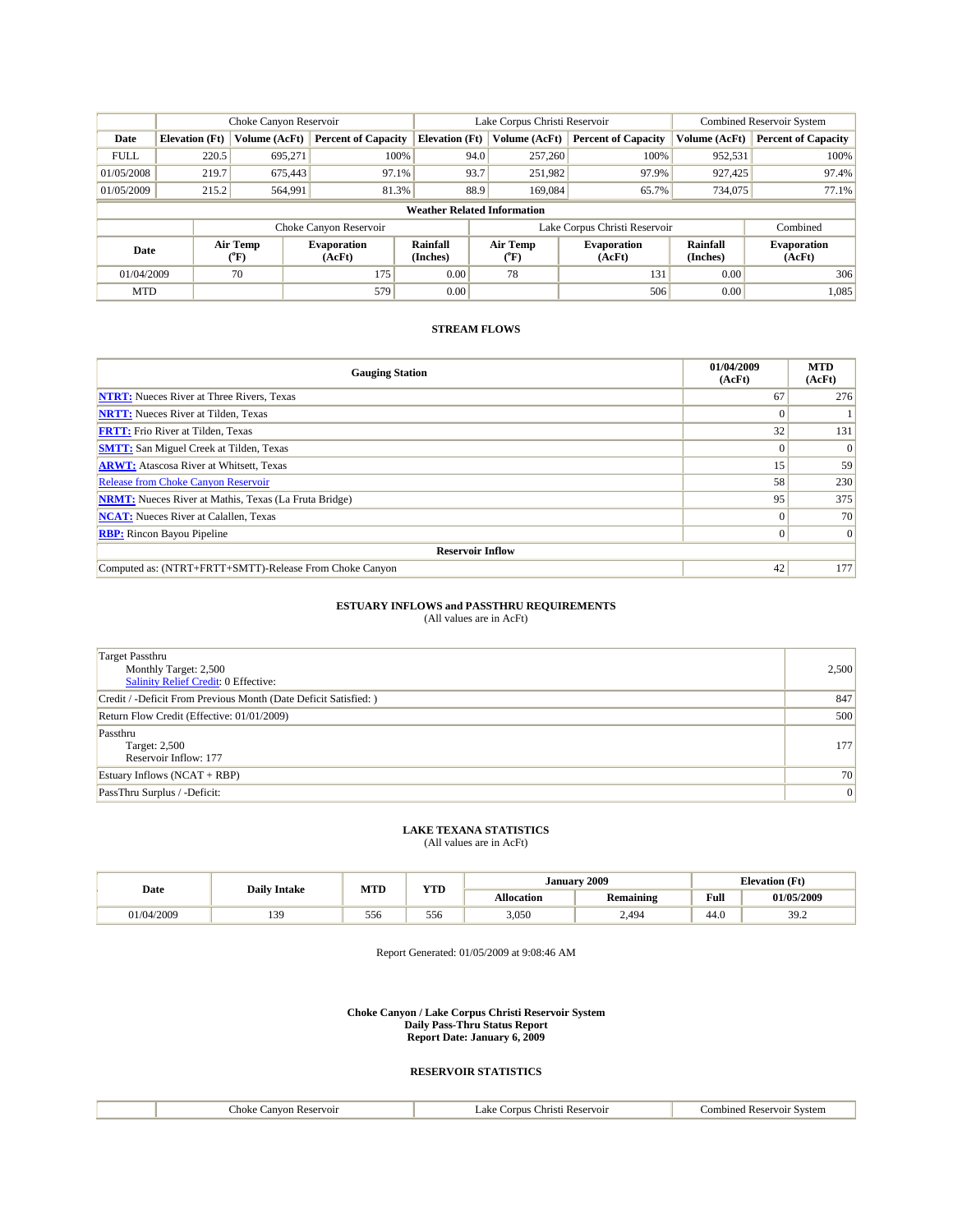|  | Choke Canyon Reservoir | | | Lake Corpus Christi Reservoir | | | Combined Reservoir System | |
|---|---|---|---|---|---|---|---|---|
| Date | Elevation (Ft) | Volume (AcFt) | Percent of Capacity | Elevation (Ft) | Volume (AcFt) | Percent of Capacity | Volume (AcFt) | Percent of Capacity |
| FULL | 220.5 | 695,271 | 100% | 94.0 | 257,260 | 100% | 952,531 | 100% |
| 01/05/2008 | 219.7 | 675,443 | 97.1% | 93.7 | 251,982 | 97.9% | 927,425 | 97.4% |
| 01/05/2009 | 215.2 | 564,991 | 81.3% | 88.9 | 169,084 | 65.7% | 734,075 | 77.1% |

**Weather Related Information**

|  | Choke Canyon Reservoir | | | Lake Corpus Christi Reservoir | | | Combined |
|---|---|---|---|---|---|---|---|
| Date | Air Temp (°F) | Evaporation (AcFt) | Rainfall (Inches) | Air Temp (°F) | Evaporation (AcFt) | Rainfall (Inches) | Evaporation (AcFt) |
| 01/04/2009 | 70 | 175 | 0.00 | 78 | 131 | 0.00 | 306 |
| MTD | | 579 | 0.00 | | 506 | 0.00 | 1,085 |

### STREAM FLOWS

| Gauging Station | 01/04/2009 (AcFt) | MTD (AcFt) |
|---|---|---|
| **NTRT:** Nueces River at Three Rivers, Texas | 67 | 276 |
| **NRTT:** Nueces River at Tilden, Texas | 0 | 1 |
| **FRTT:** Frio River at Tilden, Texas | 32 | 131 |
| **SMTT:** San Miguel Creek at Tilden, Texas | 0 | 0 |
| **ARWT:** Atascosa River at Whitsett, Texas | 15 | 59 |
| Release from Choke Canyon Reservoir | 58 | 230 |
| **NRMT:** Nueces River at Mathis, Texas (La Fruta Bridge) | 95 | 375 |
| **NCAT:** Nueces River at Calallen, Texas | 0 | 70 |
| **RBP:** Rincon Bayou Pipeline | 0 | 0 |
| **Reservoir Inflow** | | |
| Computed as: (NTRT+FRTT+SMTT)-Release From Choke Canyon | 42 | 177 |

### ESTUARY INFLOWS and PASSTHRU REQUIREMENTS
(All values are in AcFt)

| | |
|---|---|
| Target Passthru<br>Monthly Target: 2,500<br>Salinity Relief Credit: 0 Effective: | 2,500 |
| Credit / -Deficit From Previous Month (Date Deficit Satisfied: ) | 847 |
| Return Flow Credit (Effective: 01/01/2009) | 500 |
| Passthru<br>Target: 2,500<br>Reservoir Inflow: 177 | 177 |
| Estuary Inflows (NCAT + RBP) | 70 |
| PassThru Surplus / -Deficit: | 0 |

### LAKE TEXANA STATISTICS
(All values are in AcFt)

| Date | Daily Intake | MTD | YTD | January 2009 | | Elevation (Ft) | |
|---|---|---|---|---|---|---|---|
| | | | | Allocation | Remaining | Full | 01/05/2009 |
| 01/04/2009 | 139 | 556 | 556 | 3,050 | 2,494 | 44.0 | 39.2 |

Report Generated: 01/05/2009 at 9:08:46 AM

**Choke Canyon / Lake Corpus Christi Reservoir System**
**Daily Pass-Thru Status Report**
**Report Date: January 6, 2009**

### RESERVOIR STATISTICS

|  | Choke Canyon Reservoir | Lake Corpus Christi Reservoir | Combined Reservoir System |
|---|---|---|---|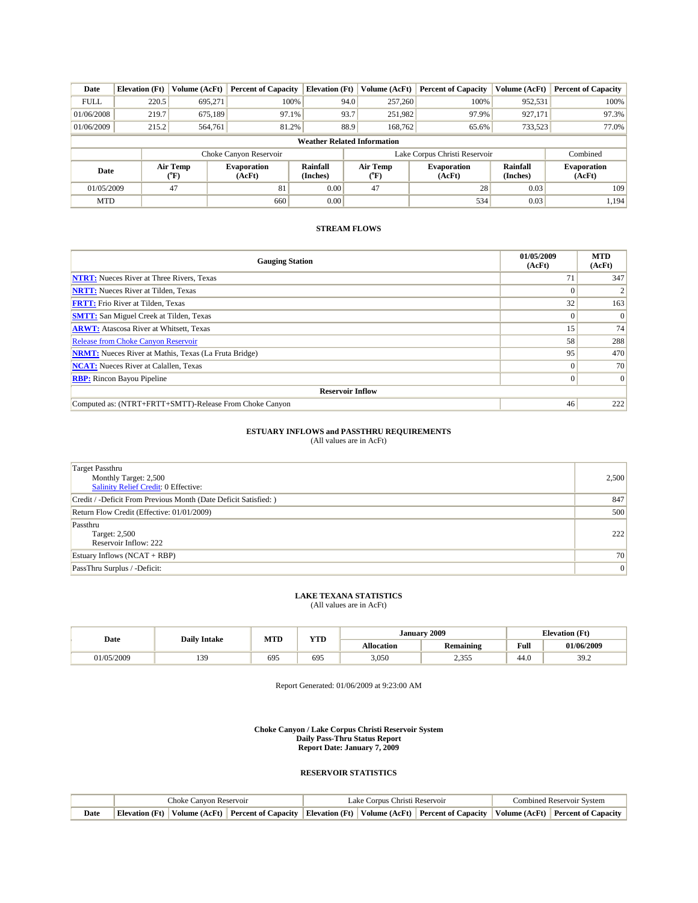| Date | Elevation (Ft) | Volume (AcFt) | Percent of Capacity | Elevation (Ft) | Volume (AcFt) | Percent of Capacity | Volume (AcFt) | Percent of Capacity |
|---|---|---|---|---|---|---|---|---|
| FULL | 220.5 | 695,271 | 100% | 94.0 | 257,260 | 100% | 952,531 | 100% |
| 01/06/2008 | 219.7 | 675,189 | 97.1% | 93.7 | 251,982 | 97.9% | 927,171 | 97.3% |
| 01/06/2009 | 215.2 | 564,761 | 81.2% | 88.9 | 168,762 | 65.6% | 733,523 | 77.0% |

**Weather Related Information**

| | Choke Canyon Reservoir | | | Lake Corpus Christi Reservoir | | | Combined |
|---|---|---|---|---|---|---|---|
| Date | Air Temp (°F) | Evaporation (AcFt) | Rainfall (Inches) | Air Temp (°F) | Evaporation (AcFt) | Rainfall (Inches) | Evaporation (AcFt) |
| 01/05/2009 | 47 | 81 | 0.00 | 47 | 28 | 0.03 | 109 |
| MTD | | 660 | 0.00 | | 534 | 0.03 | 1,194 |

### STREAM FLOWS

| Gauging Station | 01/05/2009 (AcFt) | MTD (AcFt) |
|---|---|---|
| NTRT: Nueces River at Three Rivers, Texas | 71 | 347 |
| NRTT: Nueces River at Tilden, Texas | 0 | 2 |
| FRTT: Frio River at Tilden, Texas | 32 | 163 |
| SMTT: San Miguel Creek at Tilden, Texas | 0 | 0 |
| ARWT: Atascosa River at Whitsett, Texas | 15 | 74 |
| Release from Choke Canyon Reservoir | 58 | 288 |
| NRMT: Nueces River at Mathis, Texas (La Fruta Bridge) | 95 | 470 |
| NCAT: Nueces River at Calallen, Texas | 0 | 70 |
| RBP: Rincon Bayou Pipeline | 0 | 0 |
| **Reservoir Inflow** | | |
| Computed as: (NTRT+FRTT+SMTT)-Release From Choke Canyon | 46 | 222 |

### ESTUARY INFLOWS and PASSTHRU REQUIREMENTS

(All values are in AcFt)

| | |
|---|---|
| Target Passthru<br>Monthly Target: 2,500<br>Salinity Relief Credit: 0 Effective: | 2,500 |
| Credit / -Deficit From Previous Month (Date Deficit Satisfied: ) | 847 |
| Return Flow Credit (Effective: 01/01/2009) | 500 |
| Passthru<br>Target: 2,500<br>Reservoir Inflow: 222 | 222 |
| Estuary Inflows (NCAT + RBP) | 70 |
| PassThru Surplus / -Deficit: | 0 |

### LAKE TEXANA STATISTICS

(All values are in AcFt)

| Date | Daily Intake | MTD | YTD | January 2009 | | Elevation (Ft) | |
|---|---|---|---|---|---|---|---|
| | | | | Allocation | Remaining | Full | 01/06/2009 |
| 01/05/2009 | 139 | 695 | 695 | 3,050 | 2,355 | 44.0 | 39.2 |

Report Generated: 01/06/2009 at 9:23:00 AM

**Choke Canyon / Lake Corpus Christi Reservoir System**
**Daily Pass-Thru Status Report**
**Report Date: January 7, 2009**

### RESERVOIR STATISTICS

| | Choke Canyon Reservoir | | | Lake Corpus Christi Reservoir | | | Combined Reservoir System | |
|---|---|---|---|---|---|---|---|---|
| Date | Elevation (Ft) | Volume (AcFt) | Percent of Capacity | Elevation (Ft) | Volume (AcFt) | Percent of Capacity | Volume (AcFt) | Percent of Capacity |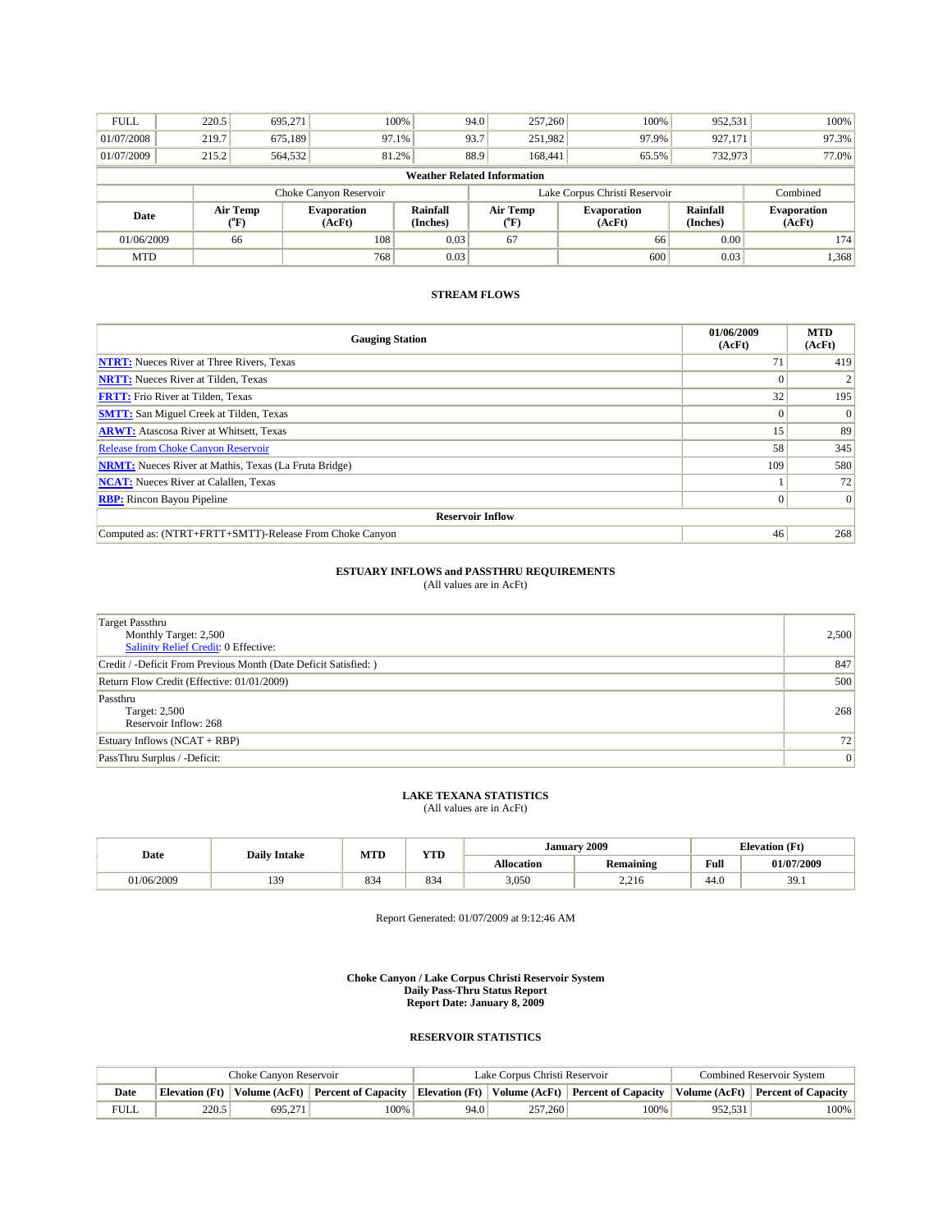| Date | Elevation (Ft) | Volume (AcFt) | Percent of Capacity | Elevation (Ft) | Volume (AcFt) | Percent of Capacity | Volume (AcFt) | Percent of Capacity |
|---|---|---|---|---|---|---|---|---|
| FULL | 220.5 | 695,271 | 100% | 94.0 | 257,260 | 100% | 952,531 | 100% |
| 01/07/2008 | 219.7 | 675,189 | 97.1% | 93.7 | 251,982 | 97.9% | 927,171 | 97.3% |
| 01/07/2009 | 215.2 | 564,532 | 81.2% | 88.9 | 168,441 | 65.5% | 732,973 | 77.0% |

**Weather Related Information**

| | Choke Canyon Reservoir | | | Lake Corpus Christi Reservoir | | | Combined |
|---|---|---|---|---|---|---|---|
| Date | Air Temp (°F) | Evaporation (AcFt) | Rainfall (Inches) | Air Temp (°F) | Evaporation (AcFt) | Rainfall (Inches) | Evaporation (AcFt) |
| 01/06/2009 | 66 | 108 | 0.03 | 67 | 66 | 0.00 | 174 |
| MTD | | 768 | 0.03 | | 600 | 0.03 | 1,368 |

### STREAM FLOWS

| Gauging Station | 01/06/2009 (AcFt) | MTD (AcFt) |
|---|---|---|
| **NTRT:** Nueces River at Three Rivers, Texas | 71 | 419 |
| **NRTT:** Nueces River at Tilden, Texas | 0 | 2 |
| **FRTT:** Frio River at Tilden, Texas | 32 | 195 |
| **SMTT:** San Miguel Creek at Tilden, Texas | 0 | 0 |
| **ARWT:** Atascosa River at Whitsett, Texas | 15 | 89 |
| Release from Choke Canyon Reservoir | 58 | 345 |
| **NRMT:** Nueces River at Mathis, Texas (La Fruta Bridge) | 109 | 580 |
| **NCAT:** Nueces River at Calallen, Texas | 1 | 72 |
| **RBP:** Rincon Bayou Pipeline | 0 | 0 |
| **Reservoir Inflow** | | |
| Computed as: (NTRT+FRTT+SMTT)-Release From Choke Canyon | 46 | 268 |

### ESTUARY INFLOWS and PASSTHRU REQUIREMENTS
(All values are in AcFt)

| | |
|---|---|
| Target Passthru<br>Monthly Target: 2,500<br>Salinity Relief Credit: 0 Effective: | 2,500 |
| Credit / -Deficit From Previous Month (Date Deficit Satisfied: ) | 847 |
| Return Flow Credit (Effective: 01/01/2009) | 500 |
| Passthru<br>Target: 2,500<br>Reservoir Inflow: 268 | 268 |
| Estuary Inflows (NCAT + RBP) | 72 |
| PassThru Surplus / -Deficit: | 0 |

### LAKE TEXANA STATISTICS
(All values are in AcFt)

| Date | Daily Intake | MTD | YTD | January 2009 Allocation | January 2009 Remaining | Elevation (Ft) Full | Elevation (Ft) 01/07/2009 |
|---|---|---|---|---|---|---|---|
| 01/06/2009 | 139 | 834 | 834 | 3,050 | 2,216 | 44.0 | 39.1 |

Report Generated: 01/07/2009 at 9:12:46 AM

**Choke Canyon / Lake Corpus Christi Reservoir System**
**Daily Pass-Thru Status Report**
**Report Date: January 8, 2009**

### RESERVOIR STATISTICS

| | Choke Canyon Reservoir | | | Lake Corpus Christi Reservoir | | | Combined Reservoir System | |
|---|---|---|---|---|---|---|---|---|
| Date | Elevation (Ft) | Volume (AcFt) | Percent of Capacity | Elevation (Ft) | Volume (AcFt) | Percent of Capacity | Volume (AcFt) | Percent of Capacity |
| FULL | 220.5 | 695,271 | 100% | 94.0 | 257,260 | 100% | 952,531 | 100% |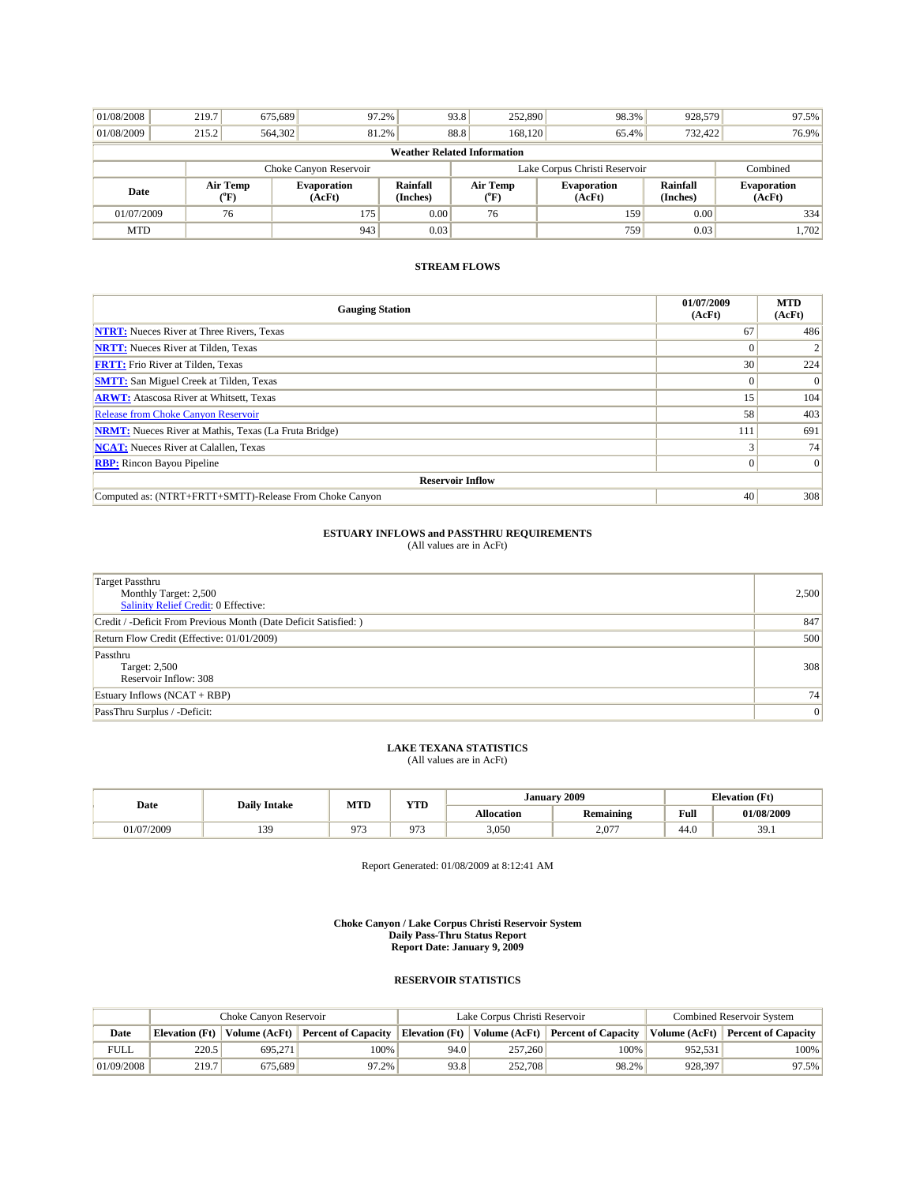| | | | | | | | | |
|---|---|---|---|---|---|---|---|---|
| 01/08/2008 | 219.7 | 675,689 | 97.2% | 93.8 | 252,890 | 98.3% | 928,579 | 97.5% |
| 01/08/2009 | 215.2 | 564,302 | 81.2% | 88.8 | 168,120 | 65.4% | 732,422 | 76.9% |

**Weather Related Information**

| | Choke Canyon Reservoir | | | Lake Corpus Christi Reservoir | | | Combined |
|---|---|---|---|---|---|---|---|
| Date | Air Temp (°F) | Evaporation (AcFt) | Rainfall (Inches) | Air Temp (°F) | Evaporation (AcFt) | Rainfall (Inches) | Evaporation (AcFt) |
| 01/07/2009 | 76 | 175 | 0.00 | 76 | 159 | 0.00 | 334 |
| MTD | | 943 | 0.03 | | 759 | 0.03 | 1,702 |

## STREAM FLOWS

| Gauging Station | 01/07/2009 (AcFt) | MTD (AcFt) |
|---|---|---|
| NTRT: Nueces River at Three Rivers, Texas | 67 | 486 |
| NRTT: Nueces River at Tilden, Texas | 0 | 2 |
| FRTT: Frio River at Tilden, Texas | 30 | 224 |
| SMTT: San Miguel Creek at Tilden, Texas | 0 | 0 |
| ARWT: Atascosa River at Whitsett, Texas | 15 | 104 |
| Release from Choke Canyon Reservoir | 58 | 403 |
| NRMT: Nueces River at Mathis, Texas (La Fruta Bridge) | 111 | 691 |
| NCAT: Nueces River at Calallen, Texas | 3 | 74 |
| RBP: Rincon Bayou Pipeline | 0 | 0 |
| **Reservoir Inflow** | | |
| Computed as: (NTRT+FRTT+SMTT)-Release From Choke Canyon | 40 | 308 |

## ESTUARY INFLOWS and PASSTHRU REQUIREMENTS

(All values are in AcFt)

| | |
|---|---|
| Target Passthru<br>Monthly Target: 2,500<br>Salinity Relief Credit: 0 Effective: | 2,500 |
| Credit / -Deficit From Previous Month (Date Deficit Satisfied: ) | 847 |
| Return Flow Credit (Effective: 01/01/2009) | 500 |
| Passthru<br>Target: 2,500<br>Reservoir Inflow: 308 | 308 |
| Estuary Inflows (NCAT + RBP) | 74 |
| PassThru Surplus / -Deficit: | 0 |

## LAKE TEXANA STATISTICS

(All values are in AcFt)

| Date | Daily Intake | MTD | YTD | January 2009 | | Elevation (Ft) | |
|---|---|---|---|---|---|---|---|
| | | | | Allocation | Remaining | Full | 01/08/2009 |
| 01/07/2009 | 139 | 973 | 973 | 3,050 | 2,077 | 44.0 | 39.1 |

Report Generated: 01/08/2009 at 8:12:41 AM

**Choke Canyon / Lake Corpus Christi Reservoir System**
**Daily Pass-Thru Status Report**
**Report Date: January 9, 2009**

## RESERVOIR STATISTICS

| | Choke Canyon Reservoir | | | Lake Corpus Christi Reservoir | | | Combined Reservoir System | |
|---|---|---|---|---|---|---|---|---|
| Date | Elevation (Ft) | Volume (AcFt) | Percent of Capacity | Elevation (Ft) | Volume (AcFt) | Percent of Capacity | Volume (AcFt) | Percent of Capacity |
| FULL | 220.5 | 695,271 | 100% | 94.0 | 257,260 | 100% | 952,531 | 100% |
| 01/09/2008 | 219.7 | 675,689 | 97.2% | 93.8 | 252,708 | 98.2% | 928,397 | 97.5% |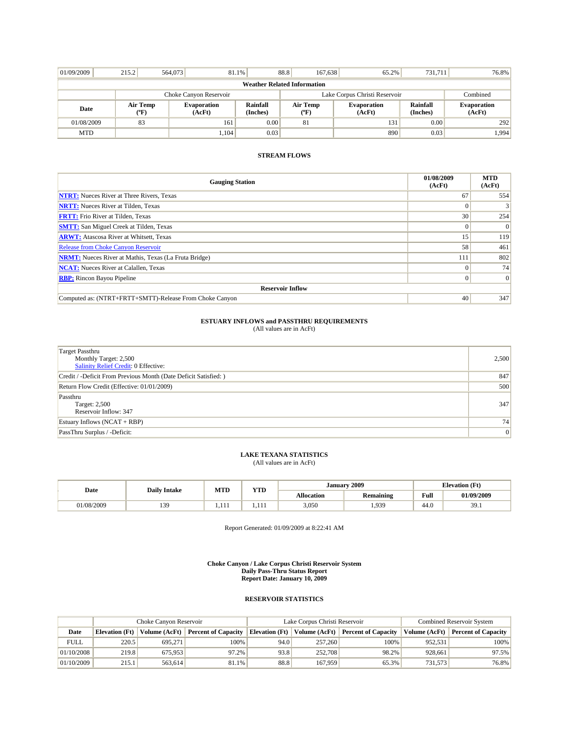| 01/09/2009 | 215.2 | 564,073 | 81.1% | 88.8 | 167,638 | 65.2% | 731,711 | 76.8% |
|---|---|---|---|---|---|---|---|---|

| Weather Related Information | | | | | | | |
|---|---|---|---|---|---|---|---|
| | Choke Canyon Reservoir | | | Lake Corpus Christi Reservoir | | | Combined |
| Date | Air Temp (°F) | Evaporation (AcFt) | Rainfall (Inches) | Air Temp (°F) | Evaporation (AcFt) | Rainfall (Inches) | Evaporation (AcFt) |
| 01/08/2009 | 83 | 161 | 0.00 | 81 | 131 | 0.00 | 292 |
| MTD | | 1,104 | 0.03 | | 890 | 0.03 | 1,994 |

## STREAM FLOWS

| Gauging Station | 01/08/2009 (AcFt) | MTD (AcFt) |
|---|---|---|
| NTRT: Nueces River at Three Rivers, Texas | 67 | 554 |
| NRTT: Nueces River at Tilden, Texas | 0 | 3 |
| FRTT: Frio River at Tilden, Texas | 30 | 254 |
| SMTT: San Miguel Creek at Tilden, Texas | 0 | 0 |
| ARWT: Atascosa River at Whitsett, Texas | 15 | 119 |
| Release from Choke Canyon Reservoir | 58 | 461 |
| NRMT: Nueces River at Mathis, Texas (La Fruta Bridge) | 111 | 802 |
| NCAT: Nueces River at Calallen, Texas | 0 | 74 |
| RBP: Rincon Bayou Pipeline | 0 | 0 |
| **Reservoir Inflow** | | |
| Computed as: (NTRT+FRTT+SMTT)-Release From Choke Canyon | 40 | 347 |

## ESTUARY INFLOWS and PASSTHRU REQUIREMENTS

(All values are in AcFt)

| | |
|---|---|
| Target Passthru<br>Monthly Target: 2,500<br>Salinity Relief Credit: 0 Effective: | 2,500 |
| Credit / -Deficit From Previous Month (Date Deficit Satisfied: ) | 847 |
| Return Flow Credit (Effective: 01/01/2009) | 500 |
| Passthru<br>Target: 2,500<br>Reservoir Inflow: 347 | 347 |
| Estuary Inflows (NCAT + RBP) | 74 |
| PassThru Surplus / -Deficit: | 0 |

## LAKE TEXANA STATISTICS

(All values are in AcFt)

| Date | Daily Intake | MTD | YTD | January 2009 | | Elevation (Ft) | |
|---|---|---|---|---|---|---|---|
| | | | | Allocation | Remaining | Full | 01/09/2009 |
| 01/08/2009 | 139 | 1,111 | 1,111 | 3,050 | 1,939 | 44.0 | 39.1 |

Report Generated: 01/09/2009 at 8:22:41 AM

**Choke Canyon / Lake Corpus Christi Reservoir System**
**Daily Pass-Thru Status Report**
**Report Date: January 10, 2009**

## RESERVOIR STATISTICS

| | Choke Canyon Reservoir | | | Lake Corpus Christi Reservoir | | | Combined Reservoir System | |
|---|---|---|---|---|---|---|---|---|
| Date | Elevation (Ft) | Volume (AcFt) | Percent of Capacity | Elevation (Ft) | Volume (AcFt) | Percent of Capacity | Volume (AcFt) | Percent of Capacity |
| FULL | 220.5 | 695,271 | 100% | 94.0 | 257,260 | 100% | 952,531 | 100% |
| 01/10/2008 | 219.8 | 675,953 | 97.2% | 93.8 | 252,708 | 98.2% | 928,661 | 97.5% |
| 01/10/2009 | 215.1 | 563,614 | 81.1% | 88.8 | 167,959 | 65.3% | 731,573 | 76.8% |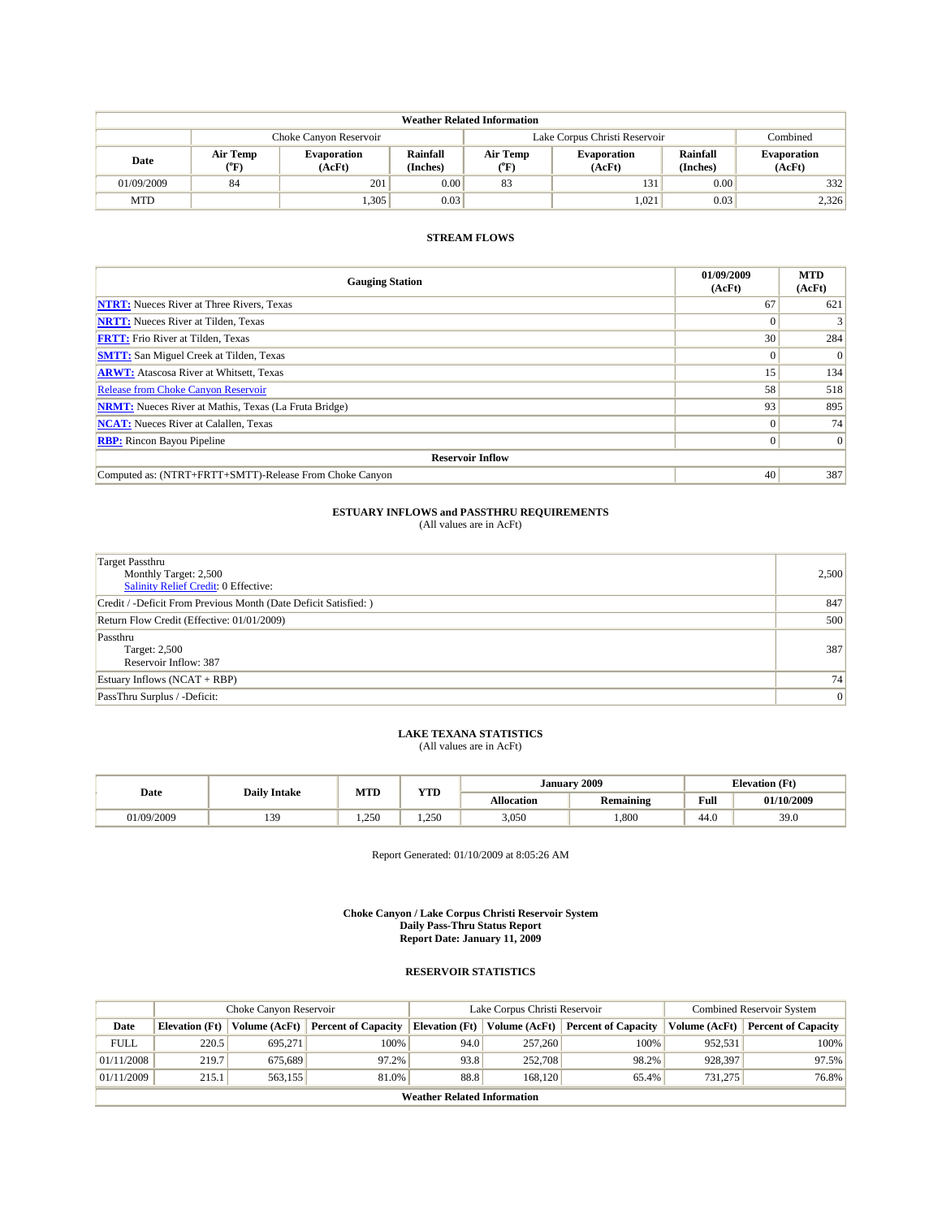| Weather Related Information | | | | | | | |
|---|---|---|---|---|---|---|---|
| | Choke Canyon Reservoir | | | Lake Corpus Christi Reservoir | | | Combined |
| Date | Air Temp (°F) | Evaporation (AcFt) | Rainfall (Inches) | Air Temp (°F) | Evaporation (AcFt) | Rainfall (Inches) | Evaporation (AcFt) |
| 01/09/2009 | 84 | 201 | 0.00 | 83 | 131 | 0.00 | 332 |
| MTD | | 1,305 | 0.03 | | 1,021 | 0.03 | 2,326 |

## STREAM FLOWS

| Gauging Station | 01/09/2009 (AcFt) | MTD (AcFt) |
|---|---|---|
| NTRT: Nueces River at Three Rivers, Texas | 67 | 621 |
| NRTT: Nueces River at Tilden, Texas | 0 | 3 |
| FRTT: Frio River at Tilden, Texas | 30 | 284 |
| SMTT: San Miguel Creek at Tilden, Texas | 0 | 0 |
| ARWT: Atascosa River at Whitsett, Texas | 15 | 134 |
| Release from Choke Canyon Reservoir | 58 | 518 |
| NRMT: Nueces River at Mathis, Texas (La Fruta Bridge) | 93 | 895 |
| NCAT: Nueces River at Calallen, Texas | 0 | 74 |
| RBP: Rincon Bayou Pipeline | 0 | 0 |
| **Reservoir Inflow** | | |
| Computed as: (NTRT+FRTT+SMTT)-Release From Choke Canyon | 40 | 387 |

## ESTUARY INFLOWS and PASSTHRU REQUIREMENTS

(All values are in AcFt)

| | |
|---|---|
| Target Passthru<br>Monthly Target: 2,500<br>Salinity Relief Credit: 0 Effective: | 2,500 |
| Credit / -Deficit From Previous Month (Date Deficit Satisfied: ) | 847 |
| Return Flow Credit (Effective: 01/01/2009) | 500 |
| Passthru<br>Target: 2,500<br>Reservoir Inflow: 387 | 387 |
| Estuary Inflows (NCAT + RBP) | 74 |
| PassThru Surplus / -Deficit: | 0 |

## LAKE TEXANA STATISTICS

(All values are in AcFt)

| Date | Daily Intake | MTD | YTD | January 2009 | | Elevation (Ft) | |
|---|---|---|---|---|---|---|---|
| | | | | Allocation | Remaining | Full | 01/10/2009 |
| 01/09/2009 | 139 | 1,250 | 1,250 | 3,050 | 1,800 | 44.0 | 39.0 |

Report Generated: 01/10/2009 at 8:05:26 AM

**Choke Canyon / Lake Corpus Christi Reservoir System**
**Daily Pass-Thru Status Report**
**Report Date: January 11, 2009**

## RESERVOIR STATISTICS

| | Choke Canyon Reservoir | | | Lake Corpus Christi Reservoir | | | Combined Reservoir System | |
|---|---|---|---|---|---|---|---|---|
| Date | Elevation (Ft) | Volume (AcFt) | Percent of Capacity | Elevation (Ft) | Volume (AcFt) | Percent of Capacity | Volume (AcFt) | Percent of Capacity |
| FULL | 220.5 | 695,271 | 100% | 94.0 | 257,260 | 100% | 952,531 | 100% |
| 01/11/2008 | 219.7 | 675,689 | 97.2% | 93.8 | 252,708 | 98.2% | 928,397 | 97.5% |
| 01/11/2009 | 215.1 | 563,155 | 81.0% | 88.8 | 168,120 | 65.4% | 731,275 | 76.8% |

**Weather Related Information**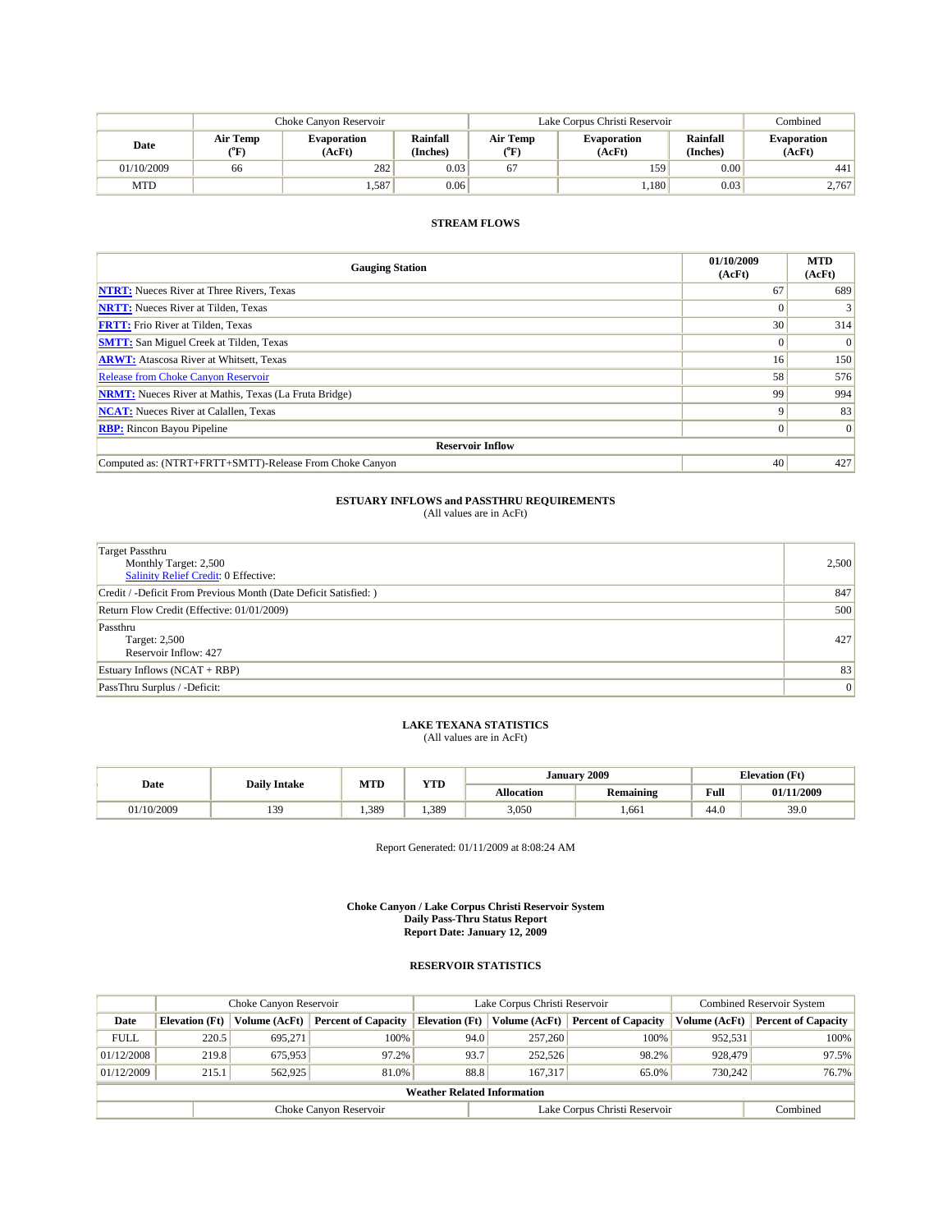| | Choke Canyon Reservoir | | | Lake Corpus Christi Reservoir | | | Combined |
|---|---|---|---|---|---|---|---|
| Date | Air Temp (°F) | Evaporation (AcFt) | Rainfall (Inches) | Air Temp (°F) | Evaporation (AcFt) | Rainfall (Inches) | Evaporation (AcFt) |
| 01/10/2009 | 66 | 282 | 0.03 | 67 | 159 | 0.00 | 441 |
| MTD | | 1,587 | 0.06 | | 1,180 | 0.03 | 2,767 |

### STREAM FLOWS

| Gauging Station | 01/10/2009 (AcFt) | MTD (AcFt) |
|---|---|---|
| **NTRT:** Nueces River at Three Rivers, Texas | 67 | 689 |
| **NRTT:** Nueces River at Tilden, Texas | 0 | 3 |
| **FRTT:** Frio River at Tilden, Texas | 30 | 314 |
| **SMTT:** San Miguel Creek at Tilden, Texas | 0 | 0 |
| **ARWT:** Atascosa River at Whitsett, Texas | 16 | 150 |
| Release from Choke Canyon Reservoir | 58 | 576 |
| **NRMT:** Nueces River at Mathis, Texas (La Fruta Bridge) | 99 | 994 |
| **NCAT:** Nueces River at Calallen, Texas | 9 | 83 |
| **RBP:** Rincon Bayou Pipeline | 0 | 0 |
| **Reservoir Inflow** | | |
| Computed as: (NTRT+FRTT+SMTT)-Release From Choke Canyon | 40 | 427 |

### ESTUARY INFLOWS and PASSTHRU REQUIREMENTS

(All values are in AcFt)

| | |
|---|---|
| Target Passthru<br>Monthly Target: 2,500<br>Salinity Relief Credit: 0 Effective: | 2,500 |
| Credit / -Deficit From Previous Month (Date Deficit Satisfied: ) | 847 |
| Return Flow Credit (Effective: 01/01/2009) | 500 |
| Passthru<br>Target: 2,500<br>Reservoir Inflow: 427 | 427 |
| Estuary Inflows (NCAT + RBP) | 83 |
| PassThru Surplus / -Deficit: | 0 |

### LAKE TEXANA STATISTICS

(All values are in AcFt)

| Date | Daily Intake | MTD | YTD | January 2009 | | Elevation (Ft) | |
|---|---|---|---|---|---|---|---|
| | | | | Allocation | Remaining | Full | 01/11/2009 |
| 01/10/2009 | 139 | 1,389 | 1,389 | 3,050 | 1,661 | 44.0 | 39.0 |

Report Generated: 01/11/2009 at 8:08:24 AM

**Choke Canyon / Lake Corpus Christi Reservoir System**
**Daily Pass-Thru Status Report**
**Report Date: January 12, 2009**

### RESERVOIR STATISTICS

| | Choke Canyon Reservoir | | | Lake Corpus Christi Reservoir | | | Combined Reservoir System | |
|---|---|---|---|---|---|---|---|---|
| Date | Elevation (Ft) | Volume (AcFt) | Percent of Capacity | Elevation (Ft) | Volume (AcFt) | Percent of Capacity | Volume (AcFt) | Percent of Capacity |
| FULL | 220.5 | 695,271 | 100% | 94.0 | 257,260 | 100% | 952,531 | 100% |
| 01/12/2008 | 219.8 | 675,953 | 97.2% | 93.7 | 252,526 | 98.2% | 928,479 | 97.5% |
| 01/12/2009 | 215.1 | 562,925 | 81.0% | 88.8 | 167,317 | 65.0% | 730,242 | 76.7% |

**Weather Related Information**

| | Choke Canyon Reservoir | Lake Corpus Christi Reservoir | Combined |
|---|---|---|---|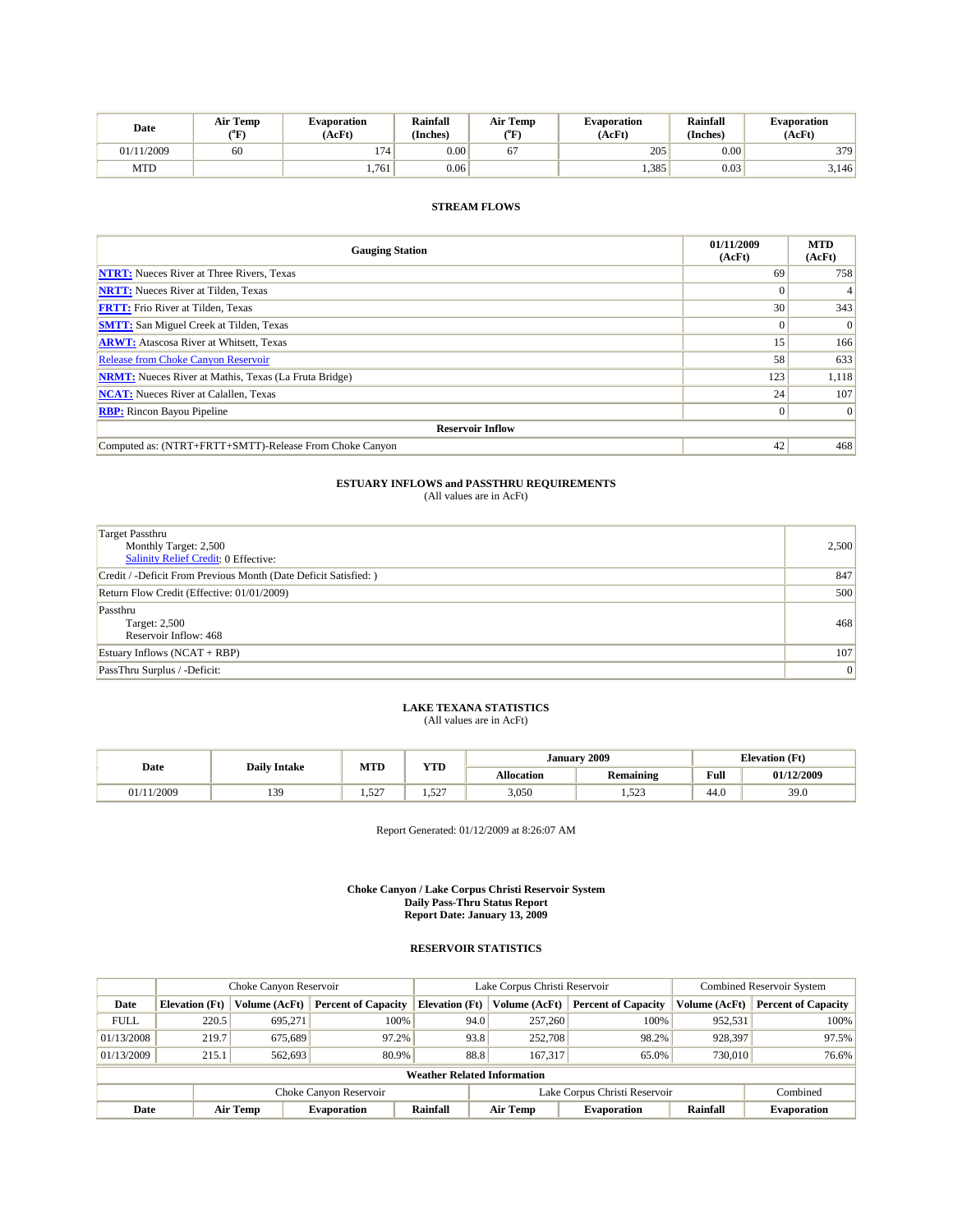| Date | Air Temp (°F) | Evaporation (AcFt) | Rainfall (Inches) | Air Temp (°F) | Evaporation (AcFt) | Rainfall (Inches) | Evaporation (AcFt) |
|---|---|---|---|---|---|---|---|
| 01/11/2009 | 60 | 174 | 0.00 | 67 | 205 | 0.00 | 379 |
| MTD | | 1,761 | 0.06 | | 1,385 | 0.03 | 3,146 |

### STREAM FLOWS

| Gauging Station | 01/11/2009 (AcFt) | MTD (AcFt) |
|---|---|---|
| **NTRT:** Nueces River at Three Rivers, Texas | 69 | 758 |
| **NRTT:** Nueces River at Tilden, Texas | 0 | 4 |
| **FRTT:** Frio River at Tilden, Texas | 30 | 343 |
| **SMTT:** San Miguel Creek at Tilden, Texas | 0 | 0 |
| **ARWT:** Atascosa River at Whitsett, Texas | 15 | 166 |
| Release from Choke Canyon Reservoir | 58 | 633 |
| **NRMT:** Nueces River at Mathis, Texas (La Fruta Bridge) | 123 | 1,118 |
| **NCAT:** Nueces River at Calallen, Texas | 24 | 107 |
| **RBP:** Rincon Bayou Pipeline | 0 | 0 |
| **Reservoir Inflow** | | |
| Computed as: (NTRT+FRTT+SMTT)-Release From Choke Canyon | 42 | 468 |

### ESTUARY INFLOWS and PASSTHRU REQUIREMENTS

(All values are in AcFt)

| | |
|---|---|
| Target Passthru<br>Monthly Target: 2,500<br>Salinity Relief Credit: 0 Effective: | 2,500 |
| Credit / -Deficit From Previous Month (Date Deficit Satisfied: ) | 847 |
| Return Flow Credit (Effective: 01/01/2009) | 500 |
| Passthru<br>Target: 2,500<br>Reservoir Inflow: 468 | 468 |
| Estuary Inflows (NCAT + RBP) | 107 |
| PassThru Surplus / -Deficit: | 0 |

### LAKE TEXANA STATISTICS

(All values are in AcFt)

| Date | Daily Intake | MTD | YTD | January 2009 | | Elevation (Ft) | |
|---|---|---|---|---|---|---|---|
| | | | | Allocation | Remaining | Full | 01/12/2009 |
| 01/11/2009 | 139 | 1,527 | 1,527 | 3,050 | 1,523 | 44.0 | 39.0 |

Report Generated: 01/12/2009 at 8:26:07 AM

**Choke Canyon / Lake Corpus Christi Reservoir System**
**Daily Pass-Thru Status Report**
**Report Date: January 13, 2009**

### RESERVOIR STATISTICS

| | Choke Canyon Reservoir | | | Lake Corpus Christi Reservoir | | | Combined Reservoir System | |
|---|---|---|---|---|---|---|---|---|
| Date | Elevation (Ft) | Volume (AcFt) | Percent of Capacity | Elevation (Ft) | Volume (AcFt) | Percent of Capacity | Volume (AcFt) | Percent of Capacity |
| FULL | 220.5 | 695,271 | 100% | 94.0 | 257,260 | 100% | 952,531 | 100% |
| 01/13/2008 | 219.7 | 675,689 | 97.2% | 93.8 | 252,708 | 98.2% | 928,397 | 97.5% |
| 01/13/2009 | 215.1 | 562,693 | 80.9% | 88.8 | 167,317 | 65.0% | 730,010 | 76.6% |

**Weather Related Information**

| | Choke Canyon Reservoir | | | Lake Corpus Christi Reservoir | | | Combined |
|---|---|---|---|---|---|---|---|
| Date | Air Temp | Evaporation | Rainfall | Air Temp | Evaporation | Rainfall | Evaporation |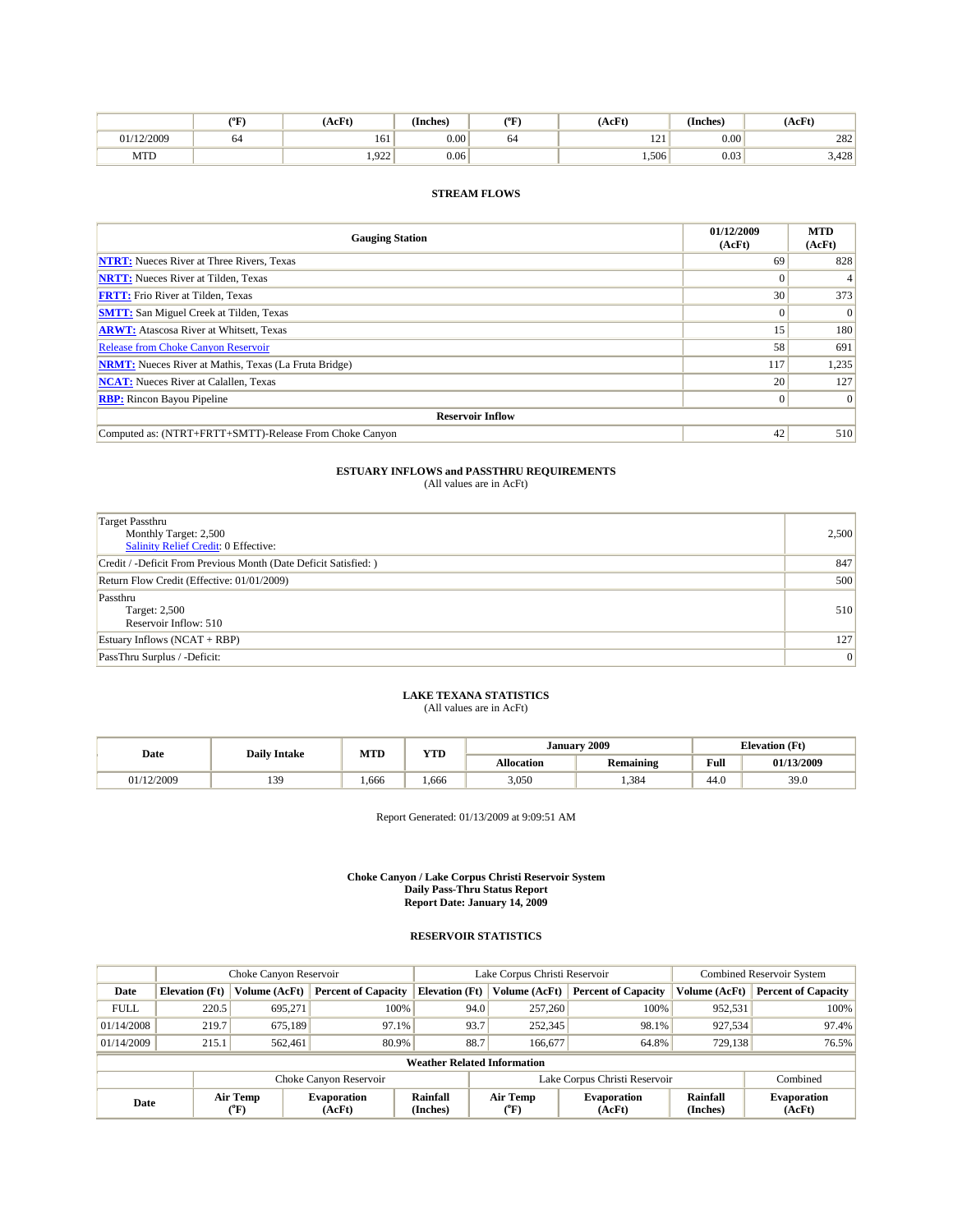|  | (ºF) | (AcFt) | (Inches) | (ºF) | (AcFt) | (Inches) | (AcFt) |
|---|---|---|---|---|---|---|---|
| 01/12/2009 | 64 | 161 | 0.00 | 64 | 121 | 0.00 | 282 |
| MTD |  | 1,922 | 0.06 |  | 1,506 | 0.03 | 3,428 |

### STREAM FLOWS

| Gauging Station | 01/12/2009 (AcFt) | MTD (AcFt) |
|---|---|---|
| **NTRT:** Nueces River at Three Rivers, Texas | 69 | 828 |
| **NRTT:** Nueces River at Tilden, Texas | 0 | 4 |
| **FRTT:** Frio River at Tilden, Texas | 30 | 373 |
| **SMTT:** San Miguel Creek at Tilden, Texas | 0 | 0 |
| **ARWT:** Atascosa River at Whitsett, Texas | 15 | 180 |
| Release from Choke Canyon Reservoir | 58 | 691 |
| **NRMT:** Nueces River at Mathis, Texas (La Fruta Bridge) | 117 | 1,235 |
| **NCAT:** Nueces River at Calallen, Texas | 20 | 127 |
| **RBP:** Rincon Bayou Pipeline | 0 | 0 |
| **Reservoir Inflow** |  |  |
| Computed as: (NTRT+FRTT+SMTT)-Release From Choke Canyon | 42 | 510 |

### ESTUARY INFLOWS and PASSTHRU REQUIREMENTS
(All values are in AcFt)

| | |
|---|---|
| Target Passthru<br>Monthly Target: 2,500<br>Salinity Relief Credit: 0 Effective: | 2,500 |
| Credit / -Deficit From Previous Month (Date Deficit Satisfied: ) | 847 |
| Return Flow Credit (Effective: 01/01/2009) | 500 |
| Passthru<br>Target: 2,500<br>Reservoir Inflow: 510 | 510 |
| Estuary Inflows (NCAT + RBP) | 127 |
| PassThru Surplus / -Deficit: | 0 |

### LAKE TEXANA STATISTICS
(All values are in AcFt)

| Date | Daily Intake | MTD | YTD | January 2009 |  | Elevation (Ft) |  |
|---|---|---|---|---|---|---|---|
|  |  |  |  | Allocation | Remaining | Full | 01/13/2009 |
| 01/12/2009 | 139 | 1,666 | 1,666 | 3,050 | 1,384 | 44.0 | 39.0 |

Report Generated: 01/13/2009 at 9:09:51 AM

**Choke Canyon / Lake Corpus Christi Reservoir System**
**Daily Pass-Thru Status Report**
**Report Date: January 14, 2009**

### RESERVOIR STATISTICS

|  | Choke Canyon Reservoir |  |  | Lake Corpus Christi Reservoir |  |  | Combined Reservoir System |  |
|---|---|---|---|---|---|---|---|---|
| Date | Elevation (Ft) | Volume (AcFt) | Percent of Capacity | Elevation (Ft) | Volume (AcFt) | Percent of Capacity | Volume (AcFt) | Percent of Capacity |
| FULL | 220.5 | 695,271 | 100% | 94.0 | 257,260 | 100% | 952,531 | 100% |
| 01/14/2008 | 219.7 | 675,189 | 97.1% | 93.7 | 252,345 | 98.1% | 927,534 | 97.4% |
| 01/14/2009 | 215.1 | 562,461 | 80.9% | 88.7 | 166,677 | 64.8% | 729,138 | 76.5% |

| **Weather Related Information** |  |  |  |  |  |  |  |
|---|---|---|---|---|---|---|---|
|  | Choke Canyon Reservoir |  |  | Lake Corpus Christi Reservoir |  |  | Combined |
| Date | Air Temp (ºF) | Evaporation (AcFt) | Rainfall (Inches) | Air Temp (ºF) | Evaporation (AcFt) | Rainfall (Inches) | Evaporation (AcFt) |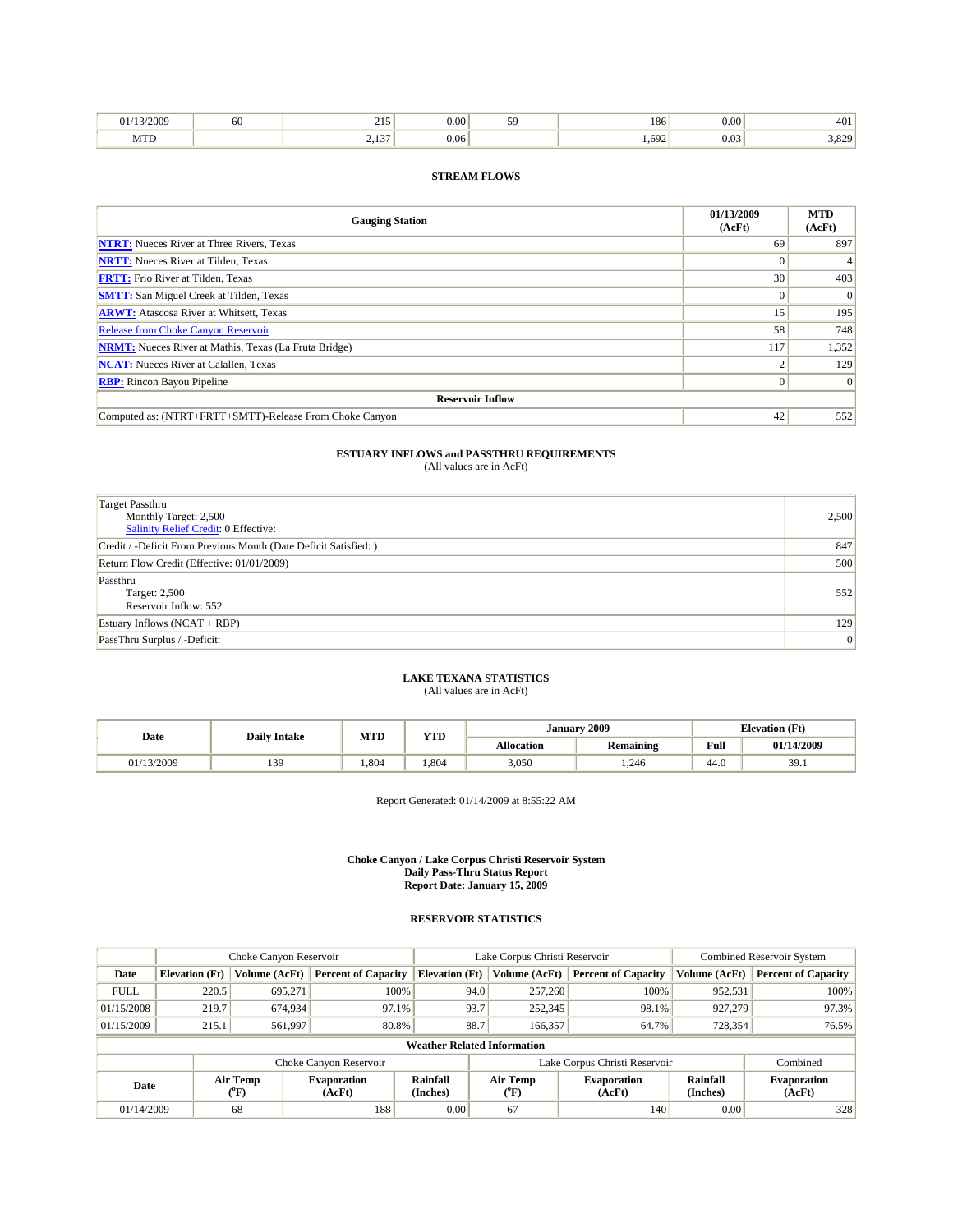| 01/13/2009 | 60 | 215 | 0.00 | 59 | 186 | 0.00 | 401 |
|---|---|---|---|---|---|---|---|
| MTD | | 2,137 | 0.06 | | 1,692 | 0.03 | 3,829 |

### STREAM FLOWS

| Gauging Station | 01/13/2009 (AcFt) | MTD (AcFt) |
|---|---|---|
| **NTRT:** Nueces River at Three Rivers, Texas | 69 | 897 |
| **NRTT:** Nueces River at Tilden, Texas | 0 | 4 |
| **FRTT:** Frio River at Tilden, Texas | 30 | 403 |
| **SMTT:** San Miguel Creek at Tilden, Texas | 0 | 0 |
| **ARWT:** Atascosa River at Whitsett, Texas | 15 | 195 |
| Release from Choke Canyon Reservoir | 58 | 748 |
| **NRMT:** Nueces River at Mathis, Texas (La Fruta Bridge) | 117 | 1,352 |
| **NCAT:** Nueces River at Calallen, Texas | 2 | 129 |
| **RBP:** Rincon Bayou Pipeline | 0 | 0 |
| **Reservoir Inflow** | | |
| Computed as: (NTRT+FRTT+SMTT)-Release From Choke Canyon | 42 | 552 |

### ESTUARY INFLOWS and PASSTHRU REQUIREMENTS
(All values are in AcFt)

| | |
|---|---|
| Target Passthru<br>Monthly Target: 2,500<br>Salinity Relief Credit: 0 Effective: | 2,500 |
| Credit / -Deficit From Previous Month (Date Deficit Satisfied: ) | 847 |
| Return Flow Credit (Effective: 01/01/2009) | 500 |
| Passthru<br>Target: 2,500<br>Reservoir Inflow: 552 | 552 |
| Estuary Inflows (NCAT + RBP) | 129 |
| PassThru Surplus / -Deficit: | 0 |

### LAKE TEXANA STATISTICS
(All values are in AcFt)

| Date | Daily Intake | MTD | YTD | January 2009 | | Elevation (Ft) | |
|---|---|---|---|---|---|---|---|
| | | | | Allocation | Remaining | Full | 01/14/2009 |
| 01/13/2009 | 139 | 1,804 | 1,804 | 3,050 | 1,246 | 44.0 | 39.1 |

Report Generated: 01/14/2009 at 8:55:22 AM

**Choke Canyon / Lake Corpus Christi Reservoir System**
**Daily Pass-Thru Status Report**
**Report Date: January 15, 2009**

### RESERVOIR STATISTICS

| | Choke Canyon Reservoir | | | Lake Corpus Christi Reservoir | | | Combined Reservoir System | |
|---|---|---|---|---|---|---|---|---|
| Date | Elevation (Ft) | Volume (AcFt) | Percent of Capacity | Elevation (Ft) | Volume (AcFt) | Percent of Capacity | Volume (AcFt) | Percent of Capacity |
| FULL | 220.5 | 695,271 | 100% | 94.0 | 257,260 | 100% | 952,531 | 100% |
| 01/15/2008 | 219.7 | 674,934 | 97.1% | 93.7 | 252,345 | 98.1% | 927,279 | 97.3% |
| 01/15/2009 | 215.1 | 561,997 | 80.8% | 88.7 | 166,357 | 64.7% | 728,354 | 76.5% |

**Weather Related Information**

| | Choke Canyon Reservoir | | | Lake Corpus Christi Reservoir | | | Combined |
|---|---|---|---|---|---|---|---|
| Date | Air Temp (°F) | Evaporation (AcFt) | Rainfall (Inches) | Air Temp (°F) | Evaporation (AcFt) | Rainfall (Inches) | Evaporation (AcFt) |
| 01/14/2009 | 68 | 188 | 0.00 | 67 | 140 | 0.00 | 328 |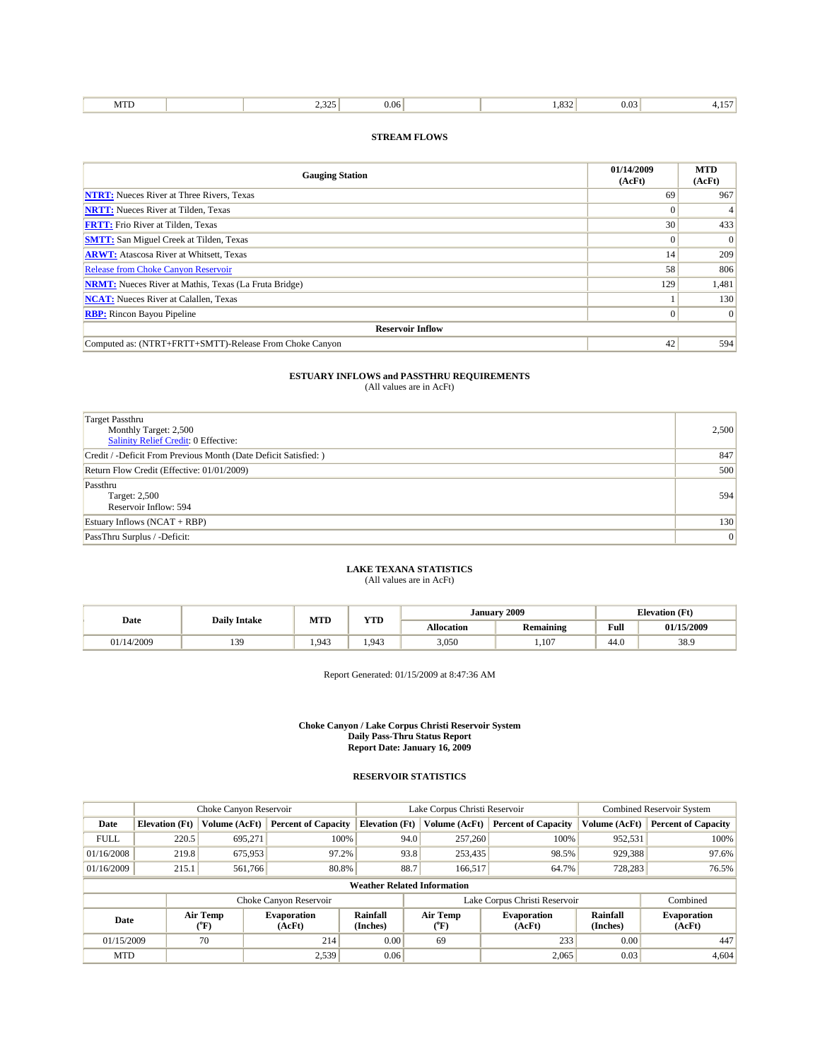| MTD | | 2,325 | 0.06 | | 1,832 | 0.03 | 4,157 |
|---|---|---|---|---|---|---|---|

**STREAM FLOWS**

| Gauging Station | 01/14/2009 (AcFt) | MTD (AcFt) |
|---|---|---|
| **NTRT:** Nueces River at Three Rivers, Texas | 69 | 967 |
| **NRTT:** Nueces River at Tilden, Texas | 0 | 4 |
| **FRTT:** Frio River at Tilden, Texas | 30 | 433 |
| **SMTT:** San Miguel Creek at Tilden, Texas | 0 | 0 |
| **ARWT:** Atascosa River at Whitsett, Texas | 14 | 209 |
| Release from Choke Canyon Reservoir | 58 | 806 |
| **NRMT:** Nueces River at Mathis, Texas (La Fruta Bridge) | 129 | 1,481 |
| **NCAT:** Nueces River at Calallen, Texas | 1 | 130 |
| **RBP:** Rincon Bayou Pipeline | 0 | 0 |
| **Reservoir Inflow** | | |
| Computed as: (NTRT+FRTT+SMTT)-Release From Choke Canyon | 42 | 594 |

**ESTUARY INFLOWS and PASSTHRU REQUIREMENTS**
(All values are in AcFt)

| | |
|---|---|
| Target Passthru<br>Monthly Target: 2,500<br>Salinity Relief Credit: 0 Effective: | 2,500 |
| Credit / -Deficit From Previous Month (Date Deficit Satisfied: ) | 847 |
| Return Flow Credit (Effective: 01/01/2009) | 500 |
| Passthru<br>Target: 2,500<br>Reservoir Inflow: 594 | 594 |
| Estuary Inflows (NCAT + RBP) | 130 |
| PassThru Surplus / -Deficit: | 0 |

**LAKE TEXANA STATISTICS**
(All values are in AcFt)

| Date | Daily Intake | MTD | YTD | January 2009 | | Elevation (Ft) | |
|---|---|---|---|---|---|---|---|
| | | | | Allocation | Remaining | Full | 01/15/2009 |
| 01/14/2009 | 139 | 1,943 | 1,943 | 3,050 | 1,107 | 44.0 | 38.9 |

Report Generated: 01/15/2009 at 8:47:36 AM

**Choke Canyon / Lake Corpus Christi Reservoir System**
**Daily Pass-Thru Status Report**
**Report Date: January 16, 2009**

**RESERVOIR STATISTICS**

| | Choke Canyon Reservoir | | | Lake Corpus Christi Reservoir | | | Combined Reservoir System | |
|---|---|---|---|---|---|---|---|---|
| Date | Elevation (Ft) | Volume (AcFt) | Percent of Capacity | Elevation (Ft) | Volume (AcFt) | Percent of Capacity | Volume (AcFt) | Percent of Capacity |
| FULL | 220.5 | 695,271 | 100% | 94.0 | 257,260 | 100% | 952,531 | 100% |
| 01/16/2008 | 219.8 | 675,953 | 97.2% | 93.8 | 253,435 | 98.5% | 929,388 | 97.6% |
| 01/16/2009 | 215.1 | 561,766 | 80.8% | 88.7 | 166,517 | 64.7% | 728,283 | 76.5% |

**Weather Related Information**

| | Choke Canyon Reservoir | | | Lake Corpus Christi Reservoir | | | Combined |
|---|---|---|---|---|---|---|---|
| Date | Air Temp (°F) | Evaporation (AcFt) | Rainfall (Inches) | Air Temp (°F) | Evaporation (AcFt) | Rainfall (Inches) | Evaporation (AcFt) |
| 01/15/2009 | 70 | 214 | 0.00 | 69 | 233 | 0.00 | 447 |
| MTD | | 2,539 | 0.06 | | 2,065 | 0.03 | 4,604 |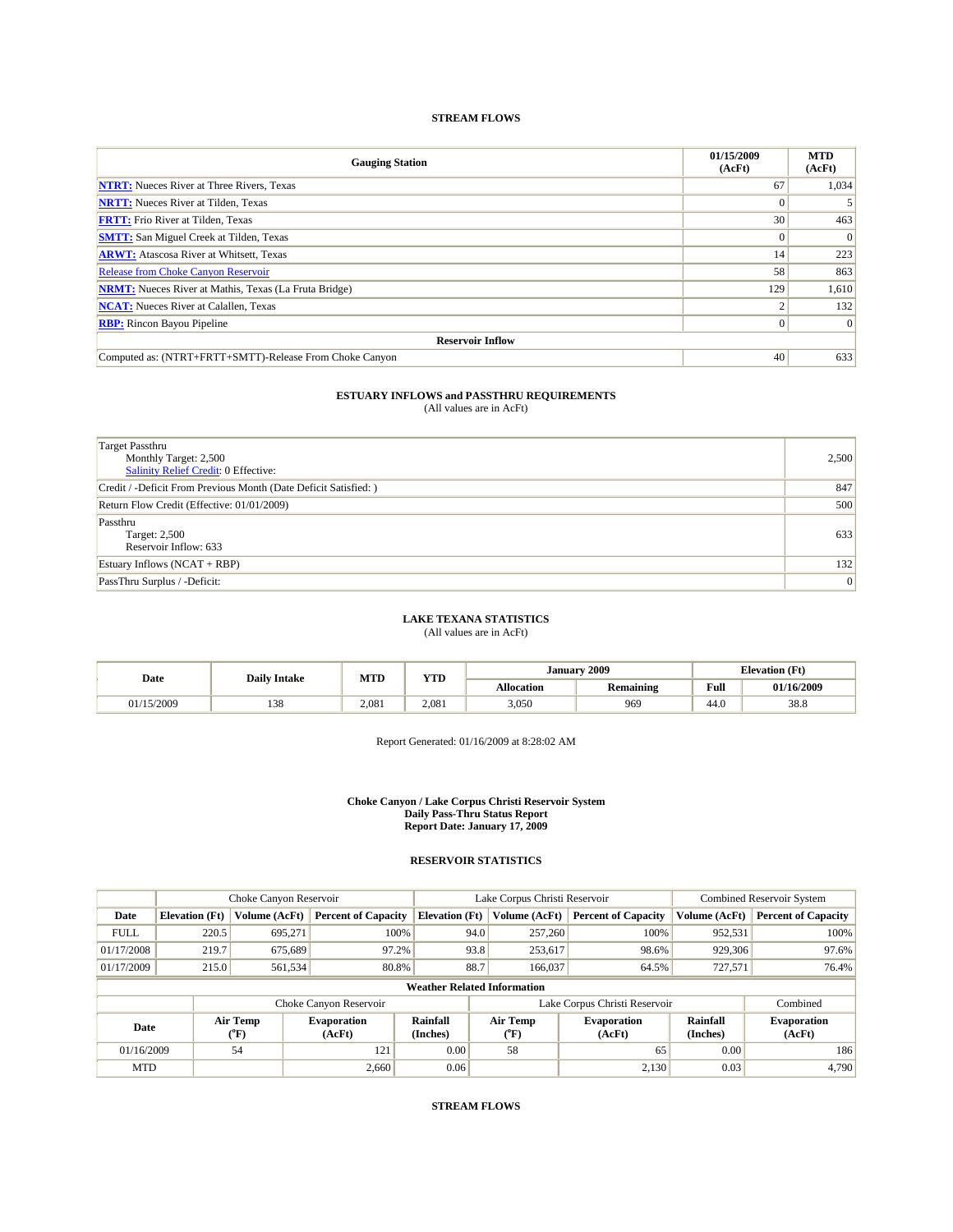## STREAM FLOWS

| Gauging Station | 01/15/2009 (AcFt) | MTD (AcFt) |
|---|---|---|
| **NTRT:** Nueces River at Three Rivers, Texas | 67 | 1,034 |
| **NRTT:** Nueces River at Tilden, Texas | 0 | 5 |
| **FRTT:** Frio River at Tilden, Texas | 30 | 463 |
| **SMTT:** San Miguel Creek at Tilden, Texas | 0 | 0 |
| **ARWT:** Atascosa River at Whitsett, Texas | 14 | 223 |
| Release from Choke Canyon Reservoir | 58 | 863 |
| **NRMT:** Nueces River at Mathis, Texas (La Fruta Bridge) | 129 | 1,610 |
| **NCAT:** Nueces River at Calallen, Texas | 2 | 132 |
| **RBP:** Rincon Bayou Pipeline | 0 | 0 |
| **Reservoir Inflow** | | |
| Computed as: (NTRT+FRTT+SMTT)-Release From Choke Canyon | 40 | 633 |

## ESTUARY INFLOWS and PASSTHRU REQUIREMENTS

(All values are in AcFt)

| | |
|---|---|
| Target Passthru<br>Monthly Target: 2,500<br>Salinity Relief Credit: 0 Effective: | 2,500 |
| Credit / -Deficit From Previous Month (Date Deficit Satisfied: ) | 847 |
| Return Flow Credit (Effective: 01/01/2009) | 500 |
| Passthru<br>Target: 2,500<br>Reservoir Inflow: 633 | 633 |
| Estuary Inflows (NCAT + RBP) | 132 |
| PassThru Surplus / -Deficit: | 0 |

## LAKE TEXANA STATISTICS

(All values are in AcFt)

| Date | Daily Intake | MTD | YTD | January 2009 | | Elevation (Ft) | |
|---|---|---|---|---|---|---|---|
| | | | | Allocation | Remaining | Full | 01/16/2009 |
| 01/15/2009 | 138 | 2,081 | 2,081 | 3,050 | 969 | 44.0 | 38.8 |

Report Generated: 01/16/2009 at 8:28:02 AM

**Choke Canyon / Lake Corpus Christi Reservoir System**
**Daily Pass-Thru Status Report**
**Report Date: January 17, 2009**

## RESERVOIR STATISTICS

| | Choke Canyon Reservoir | | | Lake Corpus Christi Reservoir | | | Combined Reservoir System | |
|---|---|---|---|---|---|---|---|---|
| Date | Elevation (Ft) | Volume (AcFt) | Percent of Capacity | Elevation (Ft) | Volume (AcFt) | Percent of Capacity | Volume (AcFt) | Percent of Capacity |
| FULL | 220.5 | 695,271 | 100% | 94.0 | 257,260 | 100% | 952,531 | 100% |
| 01/17/2008 | 219.7 | 675,689 | 97.2% | 93.8 | 253,617 | 98.6% | 929,306 | 97.6% |
| 01/17/2009 | 215.0 | 561,534 | 80.8% | 88.7 | 166,037 | 64.5% | 727,571 | 76.4% |

**Weather Related Information**

| | Choke Canyon Reservoir | | | Lake Corpus Christi Reservoir | | | Combined |
|---|---|---|---|---|---|---|---|
| Date | Air Temp (°F) | Evaporation (AcFt) | Rainfall (Inches) | Air Temp (°F) | Evaporation (AcFt) | Rainfall (Inches) | Evaporation (AcFt) |
| 01/16/2009 | 54 | 121 | 0.00 | 58 | 65 | 0.00 | 186 |
| MTD | | 2,660 | 0.06 | | 2,130 | 0.03 | 4,790 |

## STREAM FLOWS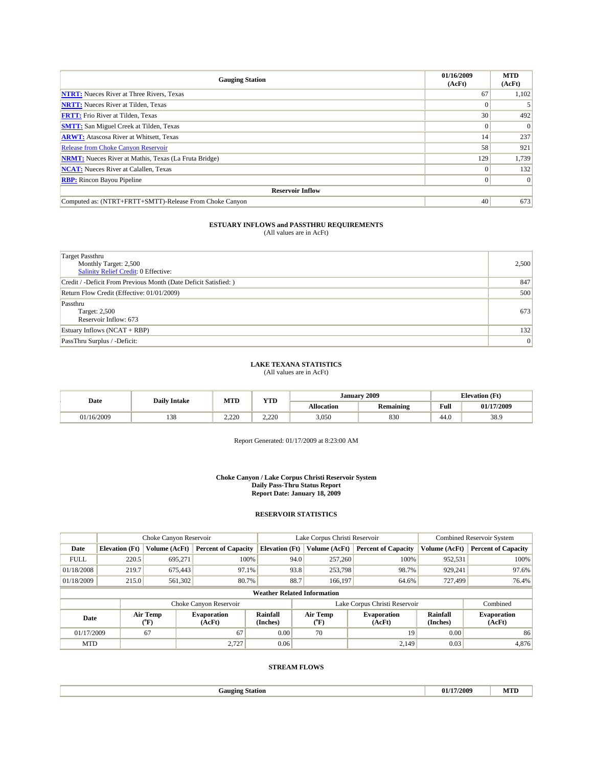| Gauging Station | 01/16/2009 (AcFt) | MTD (AcFt) |
|---|---|---|
| **NTRT:** Nueces River at Three Rivers, Texas | 67 | 1,102 |
| **NRTT:** Nueces River at Tilden, Texas | 0 | 5 |
| **FRTT:** Frio River at Tilden, Texas | 30 | 492 |
| **SMTT:** San Miguel Creek at Tilden, Texas | 0 | 0 |
| **ARWT:** Atascosa River at Whitsett, Texas | 14 | 237 |
| Release from Choke Canyon Reservoir | 58 | 921 |
| **NRMT:** Nueces River at Mathis, Texas (La Fruta Bridge) | 129 | 1,739 |
| **NCAT:** Nueces River at Calallen, Texas | 0 | 132 |
| **RBP:** Rincon Bayou Pipeline | 0 | 0 |
| **Reservoir Inflow** | | |
| Computed as: (NTRT+FRTT+SMTT)-Release From Choke Canyon | 40 | 673 |

## ESTUARY INFLOWS and PASSTHRU REQUIREMENTS

(All values are in AcFt)

| | |
|---|---|
| Target Passthru<br>Monthly Target: 2,500<br>Salinity Relief Credit: 0 Effective: | 2,500 |
| Credit / -Deficit From Previous Month (Date Deficit Satisfied: ) | 847 |
| Return Flow Credit (Effective: 01/01/2009) | 500 |
| Passthru<br>Target: 2,500<br>Reservoir Inflow: 673 | 673 |
| Estuary Inflows (NCAT + RBP) | 132 |
| PassThru Surplus / -Deficit: | 0 |

## LAKE TEXANA STATISTICS

(All values are in AcFt)

| Date | Daily Intake | MTD | YTD | January 2009 | | Elevation (Ft) | |
|---|---|---|---|---|---|---|---|
| | | | | Allocation | Remaining | Full | 01/17/2009 |
| 01/16/2009 | 138 | 2,220 | 2,220 | 3,050 | 830 | 44.0 | 38.9 |

Report Generated: 01/17/2009 at 8:23:00 AM

**Choke Canyon / Lake Corpus Christi Reservoir System**
**Daily Pass-Thru Status Report**
**Report Date: January 18, 2009**

## RESERVOIR STATISTICS

| | Choke Canyon Reservoir | | | Lake Corpus Christi Reservoir | | | Combined Reservoir System | |
|---|---|---|---|---|---|---|---|---|
| Date | Elevation (Ft) | Volume (AcFt) | Percent of Capacity | Elevation (Ft) | Volume (AcFt) | Percent of Capacity | Volume (AcFt) | Percent of Capacity |
| FULL | 220.5 | 695,271 | 100% | 94.0 | 257,260 | 100% | 952,531 | 100% |
| 01/18/2008 | 219.7 | 675,443 | 97.1% | 93.8 | 253,798 | 98.7% | 929,241 | 97.6% |
| 01/18/2009 | 215.0 | 561,302 | 80.7% | 88.7 | 166,197 | 64.6% | 727,499 | 76.4% |

**Weather Related Information**

| | Choke Canyon Reservoir | | | Lake Corpus Christi Reservoir | | | Combined |
|---|---|---|---|---|---|---|---|
| Date | Air Temp (°F) | Evaporation (AcFt) | Rainfall (Inches) | Air Temp (°F) | Evaporation (AcFt) | Rainfall (Inches) | Evaporation (AcFt) |
| 01/17/2009 | 67 | 67 | 0.00 | 70 | 19 | 0.00 | 86 |
| MTD | | 2,727 | 0.06 | | 2,149 | 0.03 | 4,876 |

## STREAM FLOWS

| Gauging Station | 01/17/2009 | MTD |
|---|---|---|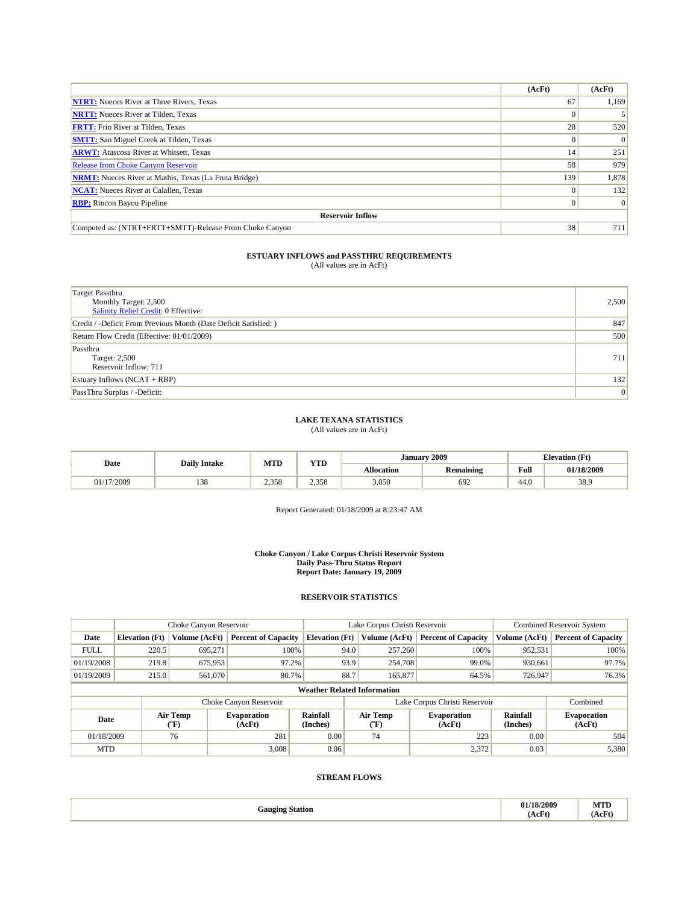| | (AcFt) | (AcFt) |
|---|---|---|
| **NTRT:** Nueces River at Three Rivers, Texas | 67 | 1,169 |
| **NRTT:** Nueces River at Tilden, Texas | 0 | 5 |
| **FRTT:** Frio River at Tilden, Texas | 28 | 520 |
| **SMTT:** San Miguel Creek at Tilden, Texas | 0 | 0 |
| **ARWT:** Atascosa River at Whitsett, Texas | 14 | 251 |
| Release from Choke Canyon Reservoir | 58 | 979 |
| **NRMT:** Nueces River at Mathis, Texas (La Fruta Bridge) | 139 | 1,878 |
| **NCAT:** Nueces River at Calallen, Texas | 0 | 132 |
| **RBP:** Rincon Bayou Pipeline | 0 | 0 |
| **Reservoir Inflow** | | |
| Computed as: (NTRT+FRTT+SMTT)-Release From Choke Canyon | 38 | 711 |

**ESTUARY INFLOWS and PASSTHRU REQUIREMENTS**
(All values are in AcFt)

| | |
|---|---|
| Target Passthru<br>Monthly Target: 2,500<br>Salinity Relief Credit: 0 Effective: | 2,500 |
| Credit / -Deficit From Previous Month (Date Deficit Satisfied: ) | 847 |
| Return Flow Credit (Effective: 01/01/2009) | 500 |
| Passthru<br>Target: 2,500<br>Reservoir Inflow: 711 | 711 |
| Estuary Inflows (NCAT + RBP) | 132 |
| PassThru Surplus / -Deficit: | 0 |

**LAKE TEXANA STATISTICS**
(All values are in AcFt)

| Date | Daily Intake | MTD | YTD | January 2009 | | Elevation (Ft) | |
|---|---|---|---|---|---|---|---|
| | | | | Allocation | Remaining | Full | 01/18/2009 |
| 01/17/2009 | 138 | 2,358 | 2,358 | 3,050 | 692 | 44.0 | 38.9 |

Report Generated: 01/18/2009 at 8:23:47 AM

**Choke Canyon / Lake Corpus Christi Reservoir System**
**Daily Pass-Thru Status Report**
**Report Date: January 19, 2009**

**RESERVOIR STATISTICS**

| | Choke Canyon Reservoir | | | Lake Corpus Christi Reservoir | | | Combined Reservoir System | |
|---|---|---|---|---|---|---|---|---|
| Date | Elevation (Ft) | Volume (AcFt) | Percent of Capacity | Elevation (Ft) | Volume (AcFt) | Percent of Capacity | Volume (AcFt) | Percent of Capacity |
| FULL | 220.5 | 695,271 | 100% | 94.0 | 257,260 | 100% | 952,531 | 100% |
| 01/19/2008 | 219.8 | 675,953 | 97.2% | 93.9 | 254,708 | 99.0% | 930,661 | 97.7% |
| 01/19/2009 | 215.0 | 561,070 | 80.7% | 88.7 | 165,877 | 64.5% | 726,947 | 76.3% |

**Weather Related Information**

| | Choke Canyon Reservoir | | | Lake Corpus Christi Reservoir | | | Combined |
|---|---|---|---|---|---|---|---|
| Date | Air Temp (°F) | Evaporation (AcFt) | Rainfall (Inches) | Air Temp (°F) | Evaporation (AcFt) | Rainfall (Inches) | Evaporation (AcFt) |
| 01/18/2009 | 76 | 281 | 0.00 | 74 | 223 | 0.00 | 504 |
| MTD | | 3,008 | 0.06 | | 2,372 | 0.03 | 5,380 |

**STREAM FLOWS**

| Gauging Station | 01/18/2009 (AcFt) | MTD (AcFt) |
|---|---|---|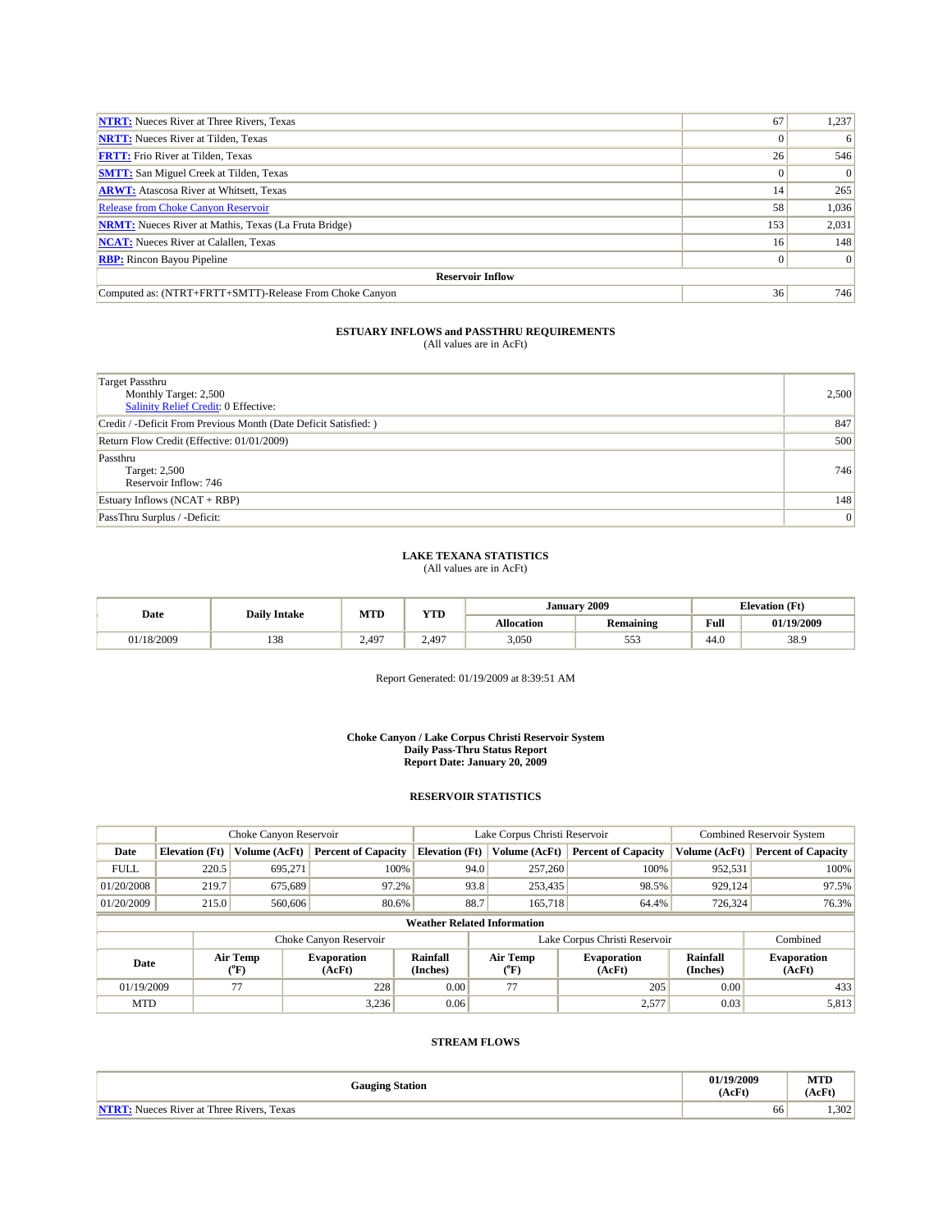| | | |
|---|---|---|
| **NTRT:** Nueces River at Three Rivers, Texas | 67 | 1,237 |
| **NRTT:** Nueces River at Tilden, Texas | 0 | 6 |
| **FRTT:** Frio River at Tilden, Texas | 26 | 546 |
| **SMTT:** San Miguel Creek at Tilden, Texas | 0 | 0 |
| **ARWT:** Atascosa River at Whitsett, Texas | 14 | 265 |
| Release from Choke Canyon Reservoir | 58 | 1,036 |
| **NRMT:** Nueces River at Mathis, Texas (La Fruta Bridge) | 153 | 2,031 |
| **NCAT:** Nueces River at Calallen, Texas | 16 | 148 |
| **RBP:** Rincon Bayou Pipeline | 0 | 0 |
| **Reservoir Inflow** | | |
| Computed as: (NTRT+FRTT+SMTT)-Release From Choke Canyon | 36 | 746 |

### ESTUARY INFLOWS and PASSTHRU REQUIREMENTS
(All values are in AcFt)

| | |
|---|---|
| Target Passthru<br>Monthly Target: 2,500<br>Salinity Relief Credit: 0 Effective: | 2,500 |
| Credit / -Deficit From Previous Month (Date Deficit Satisfied: ) | 847 |
| Return Flow Credit (Effective: 01/01/2009) | 500 |
| Passthru<br>Target: 2,500<br>Reservoir Inflow: 746 | 746 |
| Estuary Inflows (NCAT + RBP) | 148 |
| PassThru Surplus / -Deficit: | 0 |

### LAKE TEXANA STATISTICS
(All values are in AcFt)

| Date | Daily Intake | MTD | YTD | January 2009 | | Elevation (Ft) | |
|---|---|---|---|---|---|---|---|
| | | | | Allocation | Remaining | Full | 01/19/2009 |
| 01/18/2009 | 138 | 2,497 | 2,497 | 3,050 | 553 | 44.0 | 38.9 |

Report Generated: 01/19/2009 at 8:39:51 AM

### Choke Canyon / Lake Corpus Christi Reservoir System
### Daily Pass-Thru Status Report
### Report Date: January 20, 2009

### RESERVOIR STATISTICS

| | Choke Canyon Reservoir | | | Lake Corpus Christi Reservoir | | | Combined Reservoir System | |
|---|---|---|---|---|---|---|---|---|
| Date | Elevation (Ft) | Volume (AcFt) | Percent of Capacity | Elevation (Ft) | Volume (AcFt) | Percent of Capacity | Volume (AcFt) | Percent of Capacity |
| FULL | 220.5 | 695,271 | 100% | 94.0 | 257,260 | 100% | 952,531 | 100% |
| 01/20/2008 | 219.7 | 675,689 | 97.2% | 93.8 | 253,435 | 98.5% | 929,124 | 97.5% |
| 01/20/2009 | 215.0 | 560,606 | 80.6% | 88.7 | 165,718 | 64.4% | 726,324 | 76.3% |

**Weather Related Information**

| | Choke Canyon Reservoir | | | Lake Corpus Christi Reservoir | | | Combined |
|---|---|---|---|---|---|---|---|
| Date | Air Temp (°F) | Evaporation (AcFt) | Rainfall (Inches) | Air Temp (°F) | Evaporation (AcFt) | Rainfall (Inches) | Evaporation (AcFt) |
| 01/19/2009 | 77 | 228 | 0.00 | 77 | 205 | 0.00 | 433 |
| MTD | | 3,236 | 0.06 | | 2,577 | 0.03 | 5,813 |

### STREAM FLOWS

| Gauging Station | 01/19/2009 (AcFt) | MTD (AcFt) |
|---|---|---|
| **NTRT:** Nueces River at Three Rivers, Texas | 66 | 1,302 |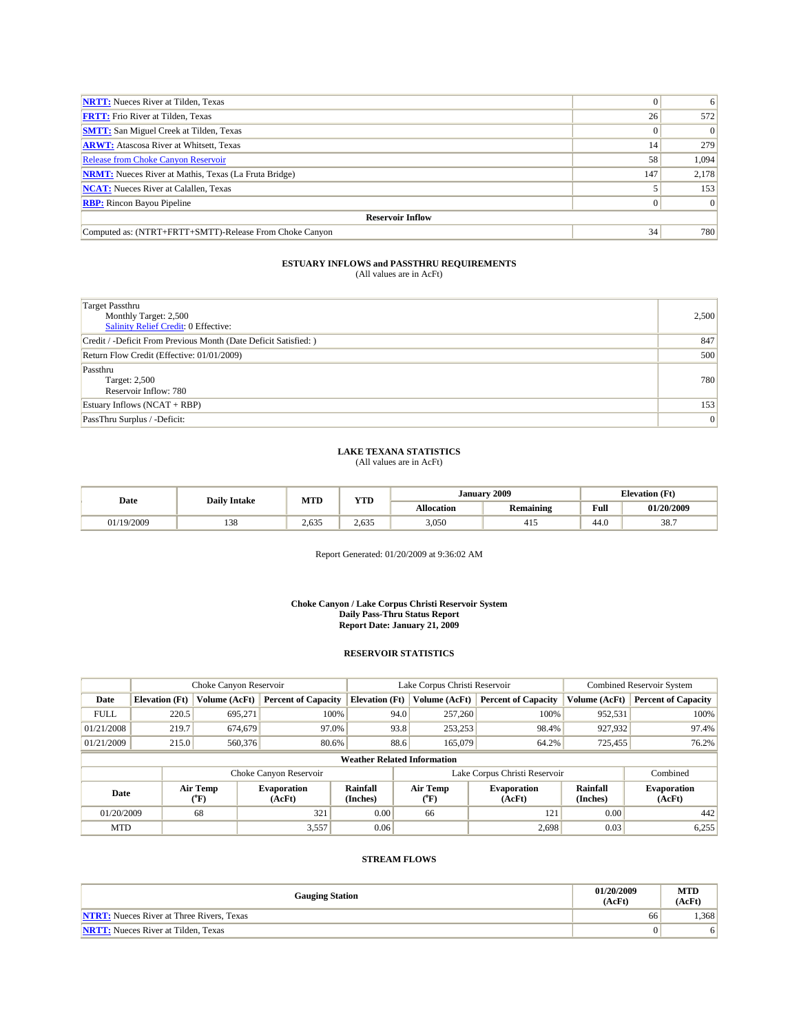| | | |
|---|---|---|
| NRTT: Nueces River at Tilden, Texas | 0 | 6 |
| FRTT: Frio River at Tilden, Texas | 26 | 572 |
| SMTT: San Miguel Creek at Tilden, Texas | 0 | 0 |
| ARWT: Atascosa River at Whitsett, Texas | 14 | 279 |
| Release from Choke Canyon Reservoir | 58 | 1,094 |
| NRMT: Nueces River at Mathis, Texas (La Fruta Bridge) | 147 | 2,178 |
| NCAT: Nueces River at Calallen, Texas | 5 | 153 |
| RBP: Rincon Bayou Pipeline | 0 | 0 |
| **Reservoir Inflow** | | |
| Computed as: (NTRT+FRTT+SMTT)-Release From Choke Canyon | 34 | 780 |

## ESTUARY INFLOWS and PASSTHRU REQUIREMENTS

(All values are in AcFt)

| | |
|---|---|
| Target Passthru<br>Monthly Target: 2,500<br>Salinity Relief Credit: 0 Effective: | 2,500 |
| Credit / -Deficit From Previous Month (Date Deficit Satisfied: ) | 847 |
| Return Flow Credit (Effective: 01/01/2009) | 500 |
| Passthru<br>Target: 2,500<br>Reservoir Inflow: 780 | 780 |
| Estuary Inflows (NCAT + RBP) | 153 |
| PassThru Surplus / -Deficit: | 0 |

## LAKE TEXANA STATISTICS

(All values are in AcFt)

| Date | Daily Intake | MTD | YTD | January 2009 | | Elevation (Ft) | |
|---|---|---|---|---|---|---|---|
| | | | | Allocation | Remaining | Full | 01/20/2009 |
| 01/19/2009 | 138 | 2,635 | 2,635 | 3,050 | 415 | 44.0 | 38.7 |

Report Generated: 01/20/2009 at 9:36:02 AM

**Choke Canyon / Lake Corpus Christi Reservoir System**
**Daily Pass-Thru Status Report**
**Report Date: January 21, 2009**

## RESERVOIR STATISTICS

| | Choke Canyon Reservoir | | | Lake Corpus Christi Reservoir | | | Combined Reservoir System | |
|---|---|---|---|---|---|---|---|---|
| Date | Elevation (Ft) | Volume (AcFt) | Percent of Capacity | Elevation (Ft) | Volume (AcFt) | Percent of Capacity | Volume (AcFt) | Percent of Capacity |
| FULL | 220.5 | 695,271 | 100% | 94.0 | 257,260 | 100% | 952,531 | 100% |
| 01/21/2008 | 219.7 | 674,679 | 97.0% | 93.8 | 253,253 | 98.4% | 927,932 | 97.4% |
| 01/21/2009 | 215.0 | 560,376 | 80.6% | 88.6 | 165,079 | 64.2% | 725,455 | 76.2% |

**Weather Related Information**

| | Choke Canyon Reservoir | | | Lake Corpus Christi Reservoir | | | Combined |
|---|---|---|---|---|---|---|---|
| Date | Air Temp (°F) | Evaporation (AcFt) | Rainfall (Inches) | Air Temp (°F) | Evaporation (AcFt) | Rainfall (Inches) | Evaporation (AcFt) |
| 01/20/2009 | 68 | 321 | 0.00 | 66 | 121 | 0.00 | 442 |
| MTD | | 3,557 | 0.06 | | 2,698 | 0.03 | 6,255 |

## STREAM FLOWS

| Gauging Station | 01/20/2009 (AcFt) | MTD (AcFt) |
|---|---|---|
| NTRT: Nueces River at Three Rivers, Texas | 66 | 1,368 |
| NRTT: Nueces River at Tilden, Texas | 0 | 6 |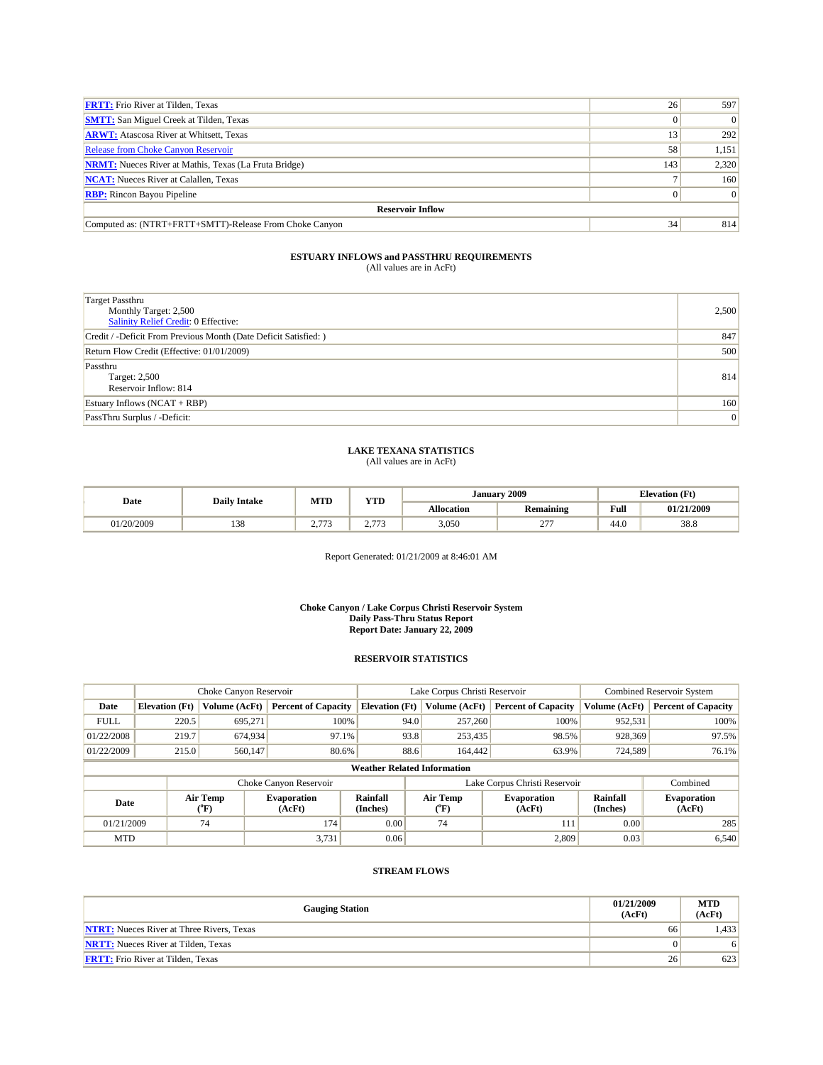| | | |
|---|---|---|
| **FRTT:** Frio River at Tilden, Texas | 26 | 597 |
| **SMTT:** San Miguel Creek at Tilden, Texas | 0 | 0 |
| **ARWT:** Atascosa River at Whitsett, Texas | 13 | 292 |
| Release from Choke Canyon Reservoir | 58 | 1,151 |
| **NRMT:** Nueces River at Mathis, Texas (La Fruta Bridge) | 143 | 2,320 |
| **NCAT:** Nueces River at Calallen, Texas | 7 | 160 |
| **RBP:** Rincon Bayou Pipeline | 0 | 0 |
| **Reservoir Inflow** | | |
| Computed as: (NTRT+FRTT+SMTT)-Release From Choke Canyon | 34 | 814 |

### ESTUARY INFLOWS and PASSTHRU REQUIREMENTS
(All values are in AcFt)

| | |
|---|---|
| Target Passthru<br>Monthly Target: 2,500<br>Salinity Relief Credit: 0 Effective: | 2,500 |
| Credit / -Deficit From Previous Month (Date Deficit Satisfied: ) | 847 |
| Return Flow Credit (Effective: 01/01/2009) | 500 |
| Passthru<br>Target: 2,500<br>Reservoir Inflow: 814 | 814 |
| Estuary Inflows (NCAT + RBP) | 160 |
| PassThru Surplus / -Deficit: | 0 |

### LAKE TEXANA STATISTICS
(All values are in AcFt)

| Date | Daily Intake | MTD | YTD | January 2009 | | Elevation (Ft) | |
|---|---|---|---|---|---|---|---|
| | | | | Allocation | Remaining | Full | 01/21/2009 |
| 01/20/2009 | 138 | 2,773 | 2,773 | 3,050 | 277 | 44.0 | 38.8 |

Report Generated: 01/21/2009 at 8:46:01 AM

**Choke Canyon / Lake Corpus Christi Reservoir System**
**Daily Pass-Thru Status Report**
**Report Date: January 22, 2009**

### RESERVOIR STATISTICS

| | Choke Canyon Reservoir | | | Lake Corpus Christi Reservoir | | | Combined Reservoir System | |
|---|---|---|---|---|---|---|---|---|
| Date | Elevation (Ft) | Volume (AcFt) | Percent of Capacity | Elevation (Ft) | Volume (AcFt) | Percent of Capacity | Volume (AcFt) | Percent of Capacity |
| FULL | 220.5 | 695,271 | 100% | 94.0 | 257,260 | 100% | 952,531 | 100% |
| 01/22/2008 | 219.7 | 674,934 | 97.1% | 93.8 | 253,435 | 98.5% | 928,369 | 97.5% |
| 01/22/2009 | 215.0 | 560,147 | 80.6% | 88.6 | 164,442 | 63.9% | 724,589 | 76.1% |

**Weather Related Information**

| | Choke Canyon Reservoir | | | Lake Corpus Christi Reservoir | | | Combined |
|---|---|---|---|---|---|---|---|
| Date | Air Temp (°F) | Evaporation (AcFt) | Rainfall (Inches) | Air Temp (°F) | Evaporation (AcFt) | Rainfall (Inches) | Evaporation (AcFt) |
| 01/21/2009 | 74 | 174 | 0.00 | 74 | 111 | 0.00 | 285 |
| MTD | | 3,731 | 0.06 | | 2,809 | 0.03 | 6,540 |

### STREAM FLOWS

| Gauging Station | 01/21/2009 (AcFt) | MTD (AcFt) |
|---|---|---|
| **NTRT:** Nueces River at Three Rivers, Texas | 66 | 1,433 |
| **NRTT:** Nueces River at Tilden, Texas | 0 | 6 |
| **FRTT:** Frio River at Tilden, Texas | 26 | 623 |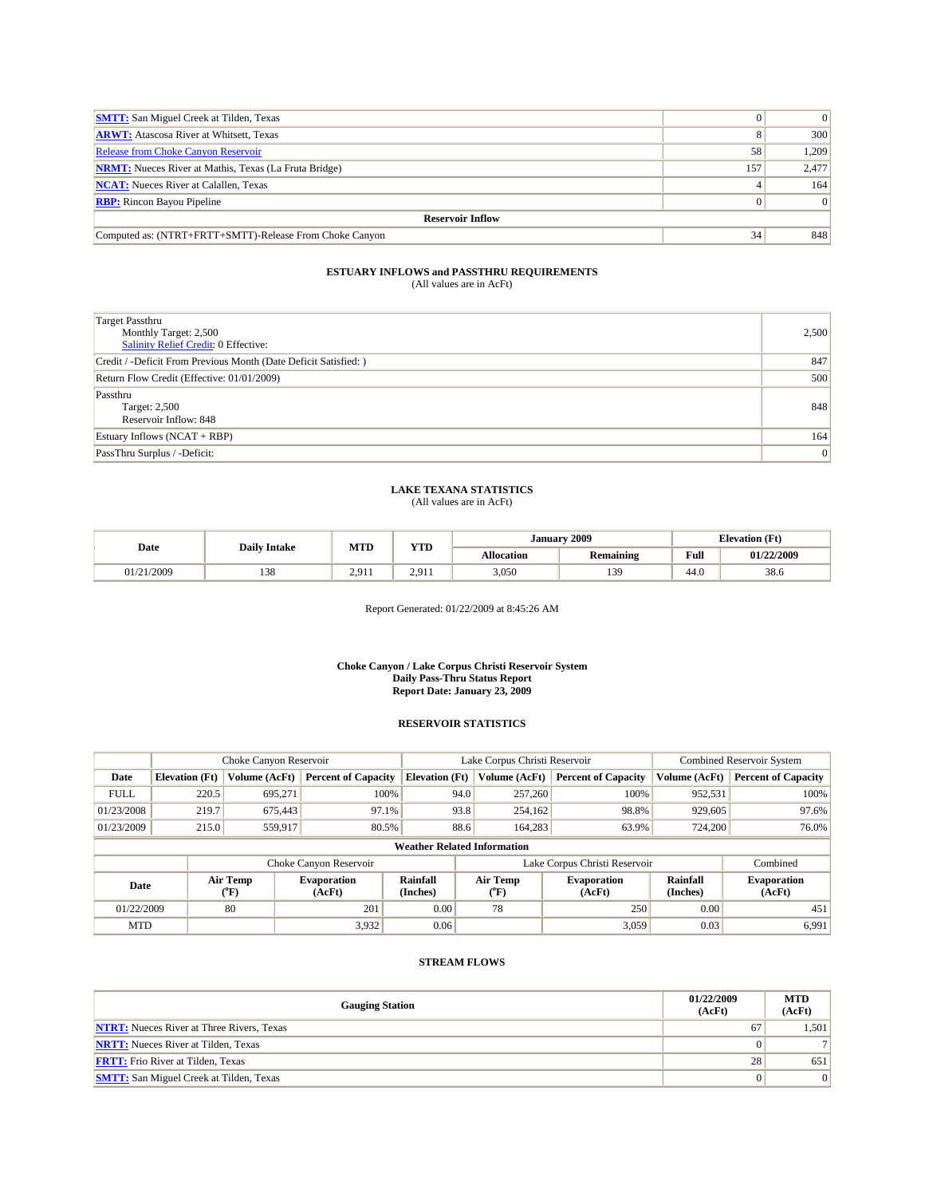| | | |
|---|---|---|
| **SMTT:** San Miguel Creek at Tilden, Texas | 0 | 0 |
| **ARWT:** Atascosa River at Whitsett, Texas | 8 | 300 |
| Release from Choke Canyon Reservoir | 58 | 1,209 |
| **NRMT:** Nueces River at Mathis, Texas (La Fruta Bridge) | 157 | 2,477 |
| **NCAT:** Nueces River at Calallen, Texas | 4 | 164 |
| **RBP:** Rincon Bayou Pipeline | 0 | 0 |
| **Reservoir Inflow** | | |
| Computed as: (NTRT+FRTT+SMTT)-Release From Choke Canyon | 34 | 848 |

**ESTUARY INFLOWS and PASSTHRU REQUIREMENTS**
(All values are in AcFt)

| | |
|---|---|
| Target Passthru<br>Monthly Target: 2,500<br>Salinity Relief Credit: 0 Effective: | 2,500 |
| Credit / -Deficit From Previous Month (Date Deficit Satisfied: ) | 847 |
| Return Flow Credit (Effective: 01/01/2009) | 500 |
| Passthru<br>Target: 2,500<br>Reservoir Inflow: 848 | 848 |
| Estuary Inflows (NCAT + RBP) | 164 |
| PassThru Surplus / -Deficit: | 0 |

**LAKE TEXANA STATISTICS**
(All values are in AcFt)

| Date | Daily Intake | MTD | YTD | January 2009 | | Elevation (Ft) | |
|---|---|---|---|---|---|---|---|
| | | | | Allocation | Remaining | Full | 01/22/2009 |
| 01/21/2009 | 138 | 2,911 | 2,911 | 3,050 | 139 | 44.0 | 38.6 |

Report Generated: 01/22/2009 at 8:45:26 AM

**Choke Canyon / Lake Corpus Christi Reservoir System**
**Daily Pass-Thru Status Report**
**Report Date: January 23, 2009**

**RESERVOIR STATISTICS**

| | Choke Canyon Reservoir | | | Lake Corpus Christi Reservoir | | | Combined Reservoir System | |
|---|---|---|---|---|---|---|---|---|
| **Date** | **Elevation (Ft)** | **Volume (AcFt)** | **Percent of Capacity** | **Elevation (Ft)** | **Volume (AcFt)** | **Percent of Capacity** | **Volume (AcFt)** | **Percent of Capacity** |
| FULL | 220.5 | 695,271 | 100% | 94.0 | 257,260 | 100% | 952,531 | 100% |
| 01/23/2008 | 219.7 | 675,443 | 97.1% | 93.8 | 254,162 | 98.8% | 929,605 | 97.6% |
| 01/23/2009 | 215.0 | 559,917 | 80.5% | 88.6 | 164,283 | 63.9% | 724,200 | 76.0% |

**Weather Related Information**

| | Choke Canyon Reservoir | | | Lake Corpus Christi Reservoir | | | Combined |
|---|---|---|---|---|---|---|---|
| **Date** | **Air Temp (°F)** | **Evaporation (AcFt)** | **Rainfall (Inches)** | **Air Temp (°F)** | **Evaporation (AcFt)** | **Rainfall (Inches)** | **Evaporation (AcFt)** |
| 01/22/2009 | 80 | 201 | 0.00 | 78 | 250 | 0.00 | 451 |
| MTD | | 3,932 | 0.06 | | 3,059 | 0.03 | 6,991 |

**STREAM FLOWS**

| Gauging Station | 01/22/2009 (AcFt) | MTD (AcFt) |
|---|---|---|
| **NTRT:** Nueces River at Three Rivers, Texas | 67 | 1,501 |
| **NRTT:** Nueces River at Tilden, Texas | 0 | 7 |
| **FRTT:** Frio River at Tilden, Texas | 28 | 651 |
| **SMTT:** San Miguel Creek at Tilden, Texas | 0 | 0 |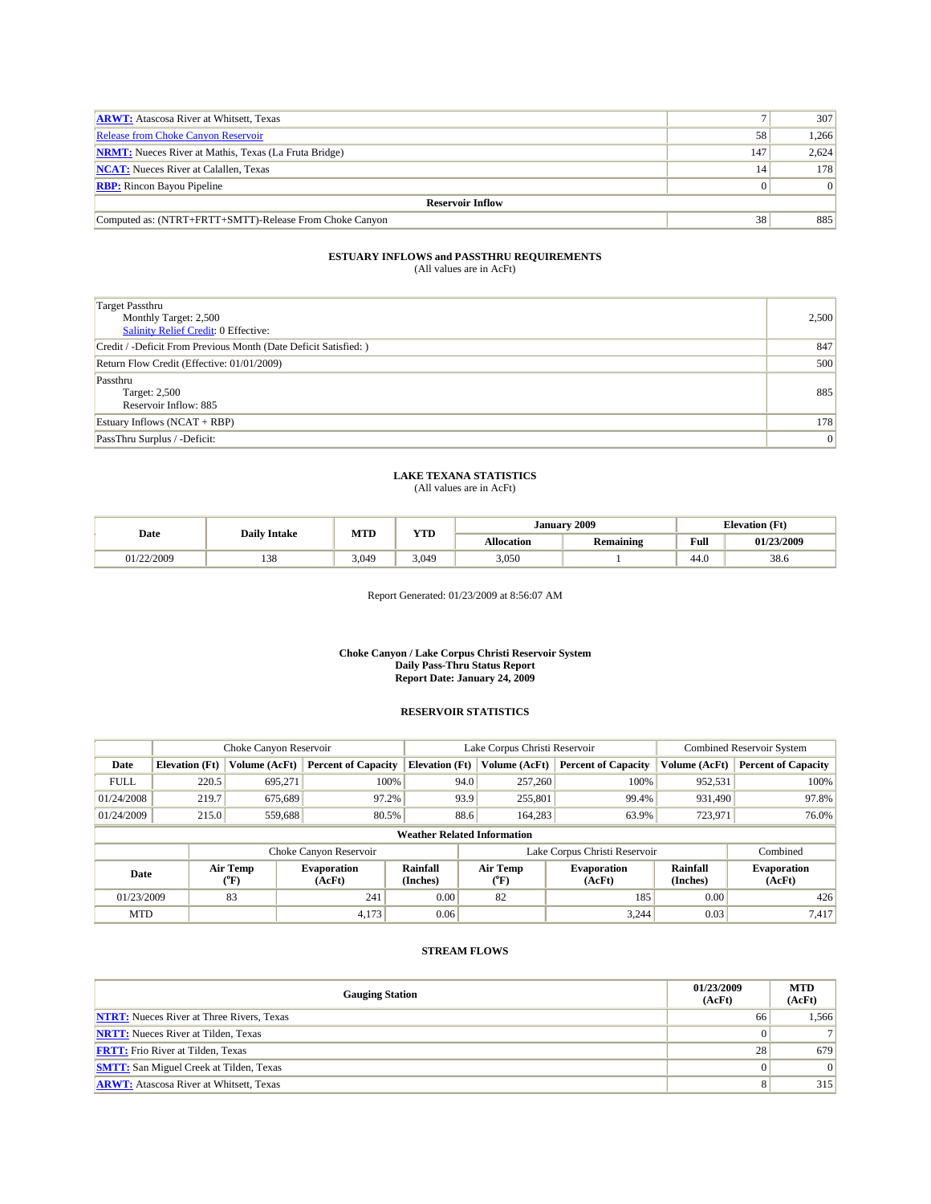| | | |
|---|---|---|
| **ARWT:** Atascosa River at Whitsett, Texas | 7 | 307 |
| Release from Choke Canyon Reservoir | 58 | 1,266 |
| **NRMT:** Nueces River at Mathis, Texas (La Fruta Bridge) | 147 | 2,624 |
| **NCAT:** Nueces River at Calallen, Texas | 14 | 178 |
| **RBP:** Rincon Bayou Pipeline | 0 | 0 |
| **Reservoir Inflow** | | |
| Computed as: (NTRT+FRTT+SMTT)-Release From Choke Canyon | 38 | 885 |

### ESTUARY INFLOWS and PASSTHRU REQUIREMENTS
(All values are in AcFt)

| | |
|---|---|
| Target Passthru<br>Monthly Target: 2,500<br>Salinity Relief Credit: 0 Effective: | 2,500 |
| Credit / -Deficit From Previous Month (Date Deficit Satisfied: ) | 847 |
| Return Flow Credit (Effective: 01/01/2009) | 500 |
| Passthru<br>Target: 2,500<br>Reservoir Inflow: 885 | 885 |
| Estuary Inflows (NCAT + RBP) | 178 |
| PassThru Surplus / -Deficit: | 0 |

### LAKE TEXANA STATISTICS
(All values are in AcFt)

| Date | Daily Intake | MTD | YTD | January 2009 | | Elevation (Ft) | |
|---|---|---|---|---|---|---|---|
| | | | | Allocation | Remaining | Full | 01/23/2009 |
| 01/22/2009 | 138 | 3,049 | 3,049 | 3,050 | 1 | 44.0 | 38.6 |

Report Generated: 01/23/2009 at 8:56:07 AM

**Choke Canyon / Lake Corpus Christi Reservoir System**
**Daily Pass-Thru Status Report**
**Report Date: January 24, 2009**

### RESERVOIR STATISTICS

| | Choke Canyon Reservoir | | | Lake Corpus Christi Reservoir | | | Combined Reservoir System | |
|---|---|---|---|---|---|---|---|---|
| Date | Elevation (Ft) | Volume (AcFt) | Percent of Capacity | Elevation (Ft) | Volume (AcFt) | Percent of Capacity | Volume (AcFt) | Percent of Capacity |
| FULL | 220.5 | 695,271 | 100% | 94.0 | 257,260 | 100% | 952,531 | 100% |
| 01/24/2008 | 219.7 | 675,689 | 97.2% | 93.9 | 255,801 | 99.4% | 931,490 | 97.8% |
| 01/24/2009 | 215.0 | 559,688 | 80.5% | 88.6 | 164,283 | 63.9% | 723,971 | 76.0% |

**Weather Related Information**

| | Choke Canyon Reservoir | | | Lake Corpus Christi Reservoir | | | Combined |
|---|---|---|---|---|---|---|---|
| Date | Air Temp (°F) | Evaporation (AcFt) | Rainfall (Inches) | Air Temp (°F) | Evaporation (AcFt) | Rainfall (Inches) | Evaporation (AcFt) |
| 01/23/2009 | 83 | 241 | 0.00 | 82 | 185 | 0.00 | 426 |
| MTD | | 4,173 | 0.06 | | 3,244 | 0.03 | 7,417 |

### STREAM FLOWS

| Gauging Station | 01/23/2009 (AcFt) | MTD (AcFt) |
|---|---|---|
| **NTRT:** Nueces River at Three Rivers, Texas | 66 | 1,566 |
| **NRTT:** Nueces River at Tilden, Texas | 0 | 7 |
| **FRTT:** Frio River at Tilden, Texas | 28 | 679 |
| **SMTT:** San Miguel Creek at Tilden, Texas | 0 | 0 |
| **ARWT:** Atascosa River at Whitsett, Texas | 8 | 315 |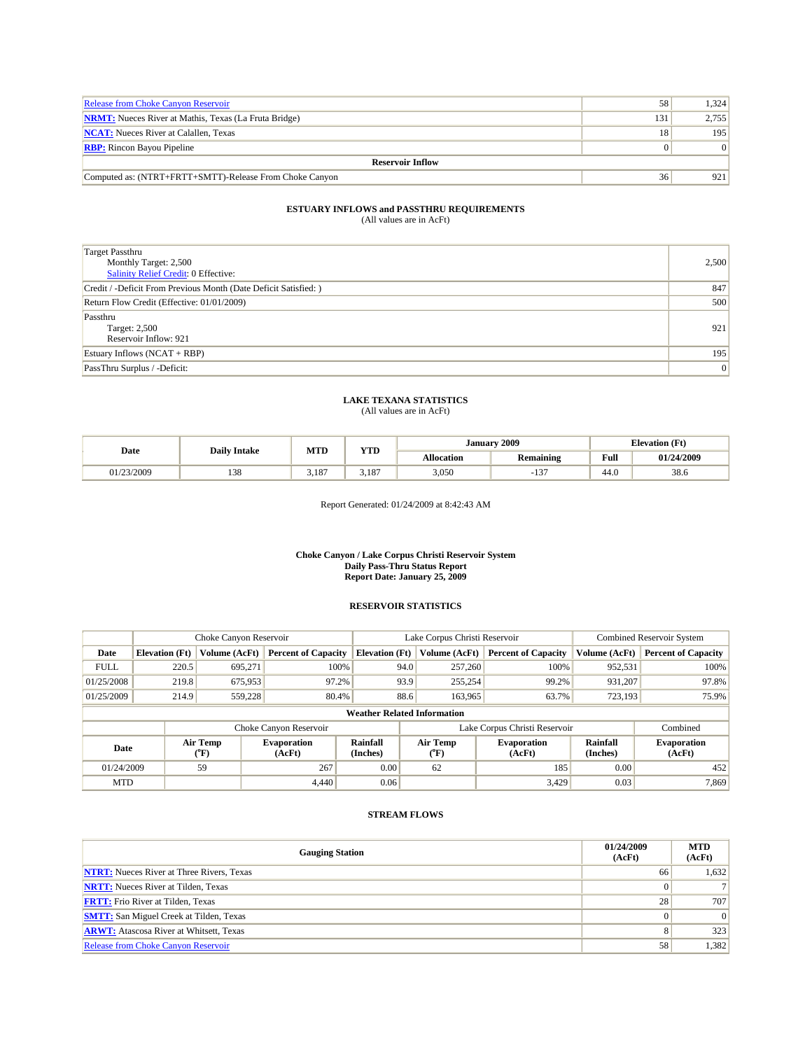| | | |
|---|---|---|
| Release from Choke Canyon Reservoir | 58 | 1,324 |
| **NRMT:** Nueces River at Mathis, Texas (La Fruta Bridge) | 131 | 2,755 |
| **NCAT:** Nueces River at Calallen, Texas | 18 | 195 |
| **RBP:** Rincon Bayou Pipeline | 0 | 0 |
| **Reservoir Inflow** | | |
| Computed as: (NTRT+FRTT+SMTT)-Release From Choke Canyon | 36 | 921 |

## ESTUARY INFLOWS and PASSTHRU REQUIREMENTS
(All values are in AcFt)

| | |
|---|---|
| Target Passthru<br>Monthly Target: 2,500<br>Salinity Relief Credit: 0 Effective: | 2,500 |
| Credit / -Deficit From Previous Month (Date Deficit Satisfied: ) | 847 |
| Return Flow Credit (Effective: 01/01/2009) | 500 |
| Passthru<br>Target: 2,500<br>Reservoir Inflow: 921 | 921 |
| Estuary Inflows (NCAT + RBP) | 195 |
| PassThru Surplus / -Deficit: | 0 |

## LAKE TEXANA STATISTICS
(All values are in AcFt)

| Date | Daily Intake | MTD | YTD | January 2009 | | Elevation (Ft) | |
|---|---|---|---|---|---|---|---|
| | | | | Allocation | Remaining | Full | 01/24/2009 |
| 01/23/2009 | 138 | 3,187 | 3,187 | 3,050 | -137 | 44.0 | 38.6 |

Report Generated: 01/24/2009 at 8:42:43 AM

**Choke Canyon / Lake Corpus Christi Reservoir System**
**Daily Pass-Thru Status Report**
**Report Date: January 25, 2009**

## RESERVOIR STATISTICS

| | Choke Canyon Reservoir | | | Lake Corpus Christi Reservoir | | | Combined Reservoir System | |
|---|---|---|---|---|---|---|---|---|
| Date | Elevation (Ft) | Volume (AcFt) | Percent of Capacity | Elevation (Ft) | Volume (AcFt) | Percent of Capacity | Volume (AcFt) | Percent of Capacity |
| FULL | 220.5 | 695,271 | 100% | 94.0 | 257,260 | 100% | 952,531 | 100% |
| 01/25/2008 | 219.8 | 675,953 | 97.2% | 93.9 | 255,254 | 99.2% | 931,207 | 97.8% |
| 01/25/2009 | 214.9 | 559,228 | 80.4% | 88.6 | 163,965 | 63.7% | 723,193 | 75.9% |

**Weather Related Information**

| | Choke Canyon Reservoir | | | Lake Corpus Christi Reservoir | | | Combined |
|---|---|---|---|---|---|---|---|
| Date | Air Temp (°F) | Evaporation (AcFt) | Rainfall (Inches) | Air Temp (°F) | Evaporation (AcFt) | Rainfall (Inches) | Evaporation (AcFt) |
| 01/24/2009 | 59 | 267 | 0.00 | 62 | 185 | 0.00 | 452 |
| MTD | | 4,440 | 0.06 | | 3,429 | 0.03 | 7,869 |

## STREAM FLOWS

| Gauging Station | 01/24/2009 (AcFt) | MTD (AcFt) |
|---|---|---|
| **NTRT:** Nueces River at Three Rivers, Texas | 66 | 1,632 |
| **NRTT:** Nueces River at Tilden, Texas | 0 | 7 |
| **FRTT:** Frio River at Tilden, Texas | 28 | 707 |
| **SMTT:** San Miguel Creek at Tilden, Texas | 0 | 0 |
| **ARWT:** Atascosa River at Whitsett, Texas | 8 | 323 |
| Release from Choke Canyon Reservoir | 58 | 1,382 |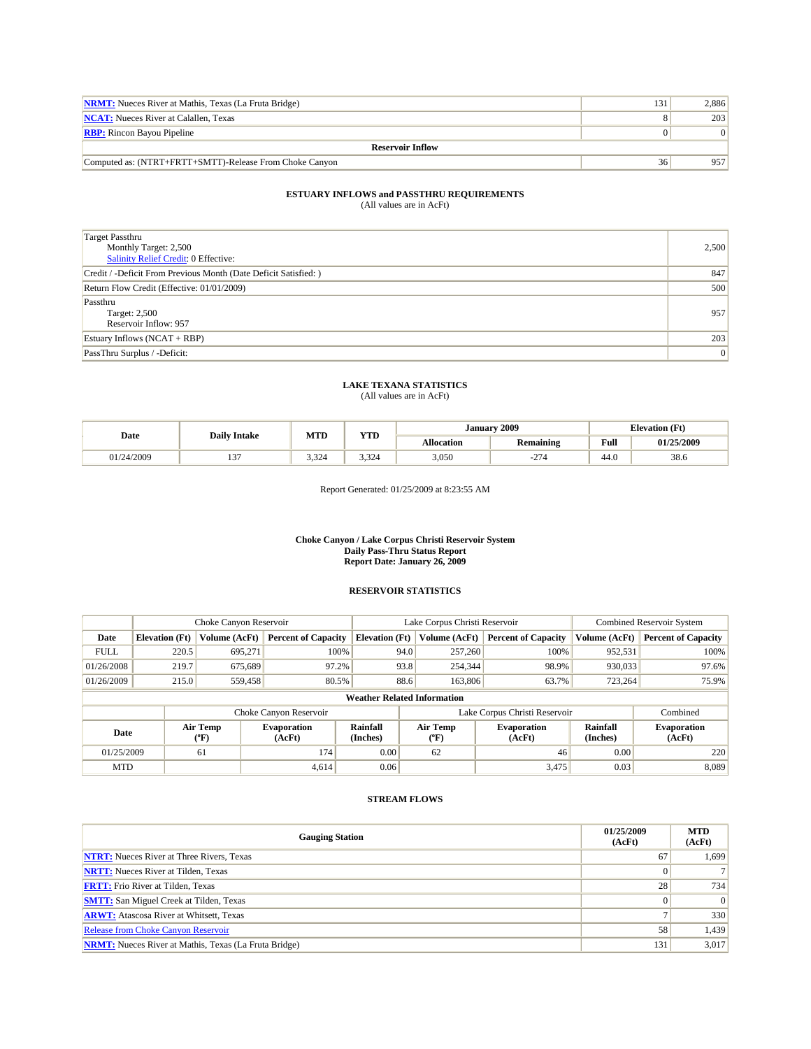| | | |
|---|---|---|
| **NRMT:** Nueces River at Mathis, Texas (La Fruta Bridge) | 131 | 2,886 |
| **NCAT:** Nueces River at Calallen, Texas | 8 | 203 |
| **RBP:** Rincon Bayou Pipeline | 0 | 0 |
| **Reservoir Inflow** | | |
| Computed as: (NTRT+FRTT+SMTT)-Release From Choke Canyon | 36 | 957 |

### ESTUARY INFLOWS and PASSTHRU REQUIREMENTS

(All values are in AcFt)

| | |
|---|---|
| Target Passthru<br>Monthly Target: 2,500<br>Salinity Relief Credit: 0 Effective: | 2,500 |
| Credit / -Deficit From Previous Month (Date Deficit Satisfied: ) | 847 |
| Return Flow Credit (Effective: 01/01/2009) | 500 |
| Passthru<br>Target: 2,500<br>Reservoir Inflow: 957 | 957 |
| Estuary Inflows (NCAT + RBP) | 203 |
| PassThru Surplus / -Deficit: | 0 |

### LAKE TEXANA STATISTICS

(All values are in AcFt)

| Date | Daily Intake | MTD | YTD | January 2009 | | Elevation (Ft) | |
|---|---|---|---|---|---|---|---|
| | | | | Allocation | Remaining | Full | 01/25/2009 |
| 01/24/2009 | 137 | 3,324 | 3,324 | 3,050 | -274 | 44.0 | 38.6 |

Report Generated: 01/25/2009 at 8:23:55 AM

### Choke Canyon / Lake Corpus Christi Reservoir System
### Daily Pass-Thru Status Report
### Report Date: January 26, 2009

### RESERVOIR STATISTICS

| | Choke Canyon Reservoir | | | Lake Corpus Christi Reservoir | | | Combined Reservoir System | |
|---|---|---|---|---|---|---|---|---|
| Date | Elevation (Ft) | Volume (AcFt) | Percent of Capacity | Elevation (Ft) | Volume (AcFt) | Percent of Capacity | Volume (AcFt) | Percent of Capacity |
| FULL | 220.5 | 695,271 | 100% | 94.0 | 257,260 | 100% | 952,531 | 100% |
| 01/26/2008 | 219.7 | 675,689 | 97.2% | 93.8 | 254,344 | 98.9% | 930,033 | 97.6% |
| 01/26/2009 | 215.0 | 559,458 | 80.5% | 88.6 | 163,806 | 63.7% | 723,264 | 75.9% |

**Weather Related Information**

| | Choke Canyon Reservoir | | | Lake Corpus Christi Reservoir | | | Combined |
|---|---|---|---|---|---|---|---|
| Date | Air Temp (°F) | Evaporation (AcFt) | Rainfall (Inches) | Air Temp (°F) | Evaporation (AcFt) | Rainfall (Inches) | Evaporation (AcFt) |
| 01/25/2009 | 61 | 174 | 0.00 | 62 | 46 | 0.00 | 220 |
| MTD | | 4,614 | 0.06 | | 3,475 | 0.03 | 8,089 |

### STREAM FLOWS

| Gauging Station | 01/25/2009 (AcFt) | MTD (AcFt) |
|---|---|---|
| **NTRT:** Nueces River at Three Rivers, Texas | 67 | 1,699 |
| **NRTT:** Nueces River at Tilden, Texas | 0 | 7 |
| **FRTT:** Frio River at Tilden, Texas | 28 | 734 |
| **SMTT:** San Miguel Creek at Tilden, Texas | 0 | 0 |
| **ARWT:** Atascosa River at Whitsett, Texas | 7 | 330 |
| Release from Choke Canyon Reservoir | 58 | 1,439 |
| **NRMT:** Nueces River at Mathis, Texas (La Fruta Bridge) | 131 | 3,017 |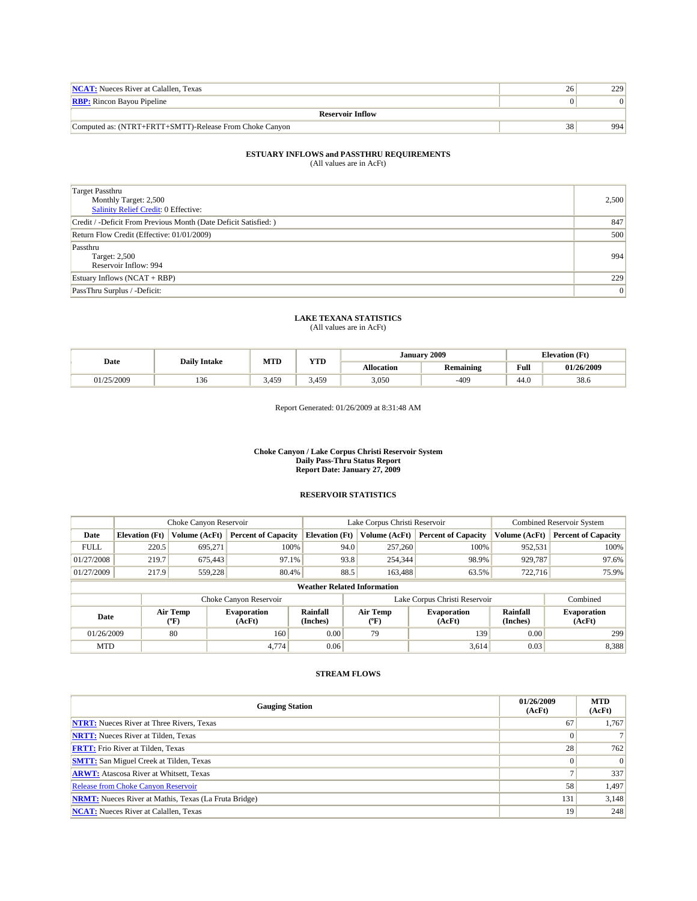| | | |
|---|---|---|
| **NCAT:** Nueces River at Calallen, Texas | 26 | 229 |
| **RBP:** Rincon Bayou Pipeline | 0 | 0 |
| **Reservoir Inflow** | | |
| Computed as: (NTRT+FRTT+SMTT)-Release From Choke Canyon | 38 | 994 |

### ESTUARY INFLOWS and PASSTHRU REQUIREMENTS
(All values are in AcFt)

| | |
|---|---|
| Target Passthru<br>Monthly Target: 2,500<br>Salinity Relief Credit: 0 Effective: | 2,500 |
| Credit / -Deficit From Previous Month (Date Deficit Satisfied: ) | 847 |
| Return Flow Credit (Effective: 01/01/2009) | 500 |
| Passthru<br>Target: 2,500<br>Reservoir Inflow: 994 | 994 |
| Estuary Inflows (NCAT + RBP) | 229 |
| PassThru Surplus / -Deficit: | 0 |

### LAKE TEXANA STATISTICS
(All values are in AcFt)

| Date | Daily Intake | MTD | YTD | January 2009 | | Elevation (Ft) | |
|---|---|---|---|---|---|---|---|
| | | | | Allocation | Remaining | Full | 01/26/2009 |
| 01/25/2009 | 136 | 3,459 | 3,459 | 3,050 | -409 | 44.0 | 38.6 |

Report Generated: 01/26/2009 at 8:31:48 AM

### Choke Canyon / Lake Corpus Christi Reservoir System
### Daily Pass-Thru Status Report
### Report Date: January 27, 2009

### RESERVOIR STATISTICS

| | Choke Canyon Reservoir | | | Lake Corpus Christi Reservoir | | | Combined Reservoir System | |
|---|---|---|---|---|---|---|---|---|
| Date | Elevation (Ft) | Volume (AcFt) | Percent of Capacity | Elevation (Ft) | Volume (AcFt) | Percent of Capacity | Volume (AcFt) | Percent of Capacity |
| FULL | 220.5 | 695,271 | 100% | 94.0 | 257,260 | 100% | 952,531 | 100% |
| 01/27/2008 | 219.7 | 675,443 | 97.1% | 93.8 | 254,344 | 98.9% | 929,787 | 97.6% |
| 01/27/2009 | 217.9 | 559,228 | 80.4% | 88.5 | 163,488 | 63.5% | 722,716 | 75.9% |

**Weather Related Information**

| | Choke Canyon Reservoir | | | Lake Corpus Christi Reservoir | | | Combined |
|---|---|---|---|---|---|---|---|
| Date | Air Temp (°F) | Evaporation (AcFt) | Rainfall (Inches) | Air Temp (°F) | Evaporation (AcFt) | Rainfall (Inches) | Evaporation (AcFt) |
| 01/26/2009 | 80 | 160 | 0.00 | 79 | 139 | 0.00 | 299 |
| MTD | | 4,774 | 0.06 | | 3,614 | 0.03 | 8,388 |

### STREAM FLOWS

| Gauging Station | 01/26/2009 (AcFt) | MTD (AcFt) |
|---|---|---|
| **NTRT:** Nueces River at Three Rivers, Texas | 67 | 1,767 |
| **NRTT:** Nueces River at Tilden, Texas | 0 | 7 |
| **FRTT:** Frio River at Tilden, Texas | 28 | 762 |
| **SMTT:** San Miguel Creek at Tilden, Texas | 0 | 0 |
| **ARWT:** Atascosa River at Whitsett, Texas | 7 | 337 |
| Release from Choke Canyon Reservoir | 58 | 1,497 |
| **NRMT:** Nueces River at Mathis, Texas (La Fruta Bridge) | 131 | 3,148 |
| **NCAT:** Nueces River at Calallen, Texas | 19 | 248 |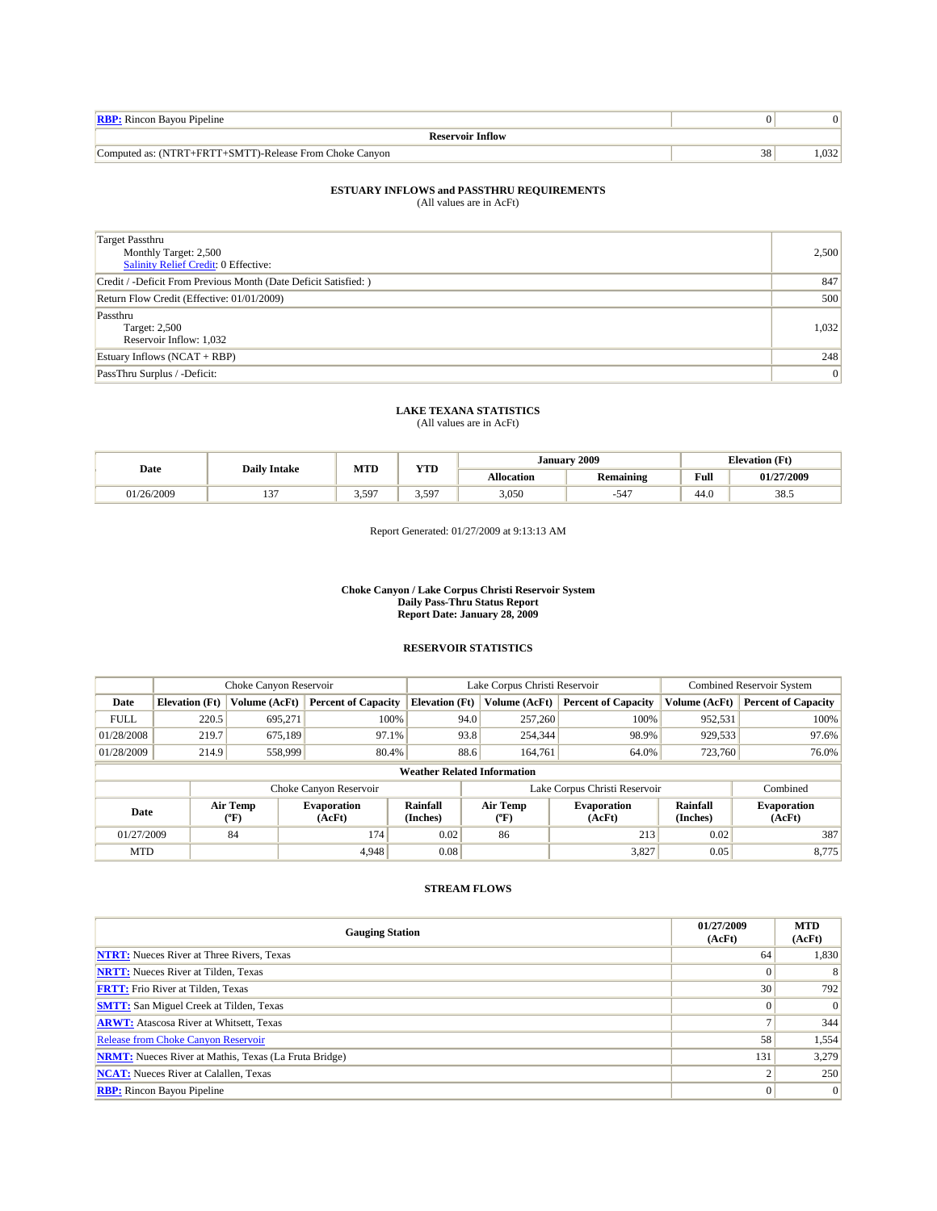| | | |
|---|---|---|
| **RBP:** Rincon Bayou Pipeline | 0 | 0 |
| **Reservoir Inflow** | | |
| Computed as: (NTRT+FRTT+SMTT)-Release From Choke Canyon | 38 | 1,032 |

### ESTUARY INFLOWS and PASSTHRU REQUIREMENTS
(All values are in AcFt)

| | |
|---|---|
| Target Passthru<br>Monthly Target: 2,500<br>Salinity Relief Credit: 0 Effective: | 2,500 |
| Credit / -Deficit From Previous Month (Date Deficit Satisfied: ) | 847 |
| Return Flow Credit (Effective: 01/01/2009) | 500 |
| Passthru<br>Target: 2,500<br>Reservoir Inflow: 1,032 | 1,032 |
| Estuary Inflows (NCAT + RBP) | 248 |
| PassThru Surplus / -Deficit: | 0 |

### LAKE TEXANA STATISTICS
(All values are in AcFt)

| Date | Daily Intake | MTD | YTD | January 2009 | | Elevation (Ft) | |
|---|---|---|---|---|---|---|---|
| | | | | Allocation | Remaining | Full | 01/27/2009 |
| 01/26/2009 | 137 | 3,597 | 3,597 | 3,050 | -547 | 44.0 | 38.5 |

Report Generated: 01/27/2009 at 9:13:13 AM

**Choke Canyon / Lake Corpus Christi Reservoir System**
**Daily Pass-Thru Status Report**
**Report Date: January 28, 2009**

### RESERVOIR STATISTICS

| | Choke Canyon Reservoir | | | Lake Corpus Christi Reservoir | | | Combined Reservoir System | |
|---|---|---|---|---|---|---|---|---|
| Date | Elevation (Ft) | Volume (AcFt) | Percent of Capacity | Elevation (Ft) | Volume (AcFt) | Percent of Capacity | Volume (AcFt) | Percent of Capacity |
| FULL | 220.5 | 695,271 | 100% | 94.0 | 257,260 | 100% | 952,531 | 100% |
| 01/28/2008 | 219.7 | 675,189 | 97.1% | 93.8 | 254,344 | 98.9% | 929,533 | 97.6% |
| 01/28/2009 | 214.9 | 558,999 | 80.4% | 88.6 | 164,761 | 64.0% | 723,760 | 76.0% |

**Weather Related Information**

| | Choke Canyon Reservoir | | | Lake Corpus Christi Reservoir | | | Combined |
|---|---|---|---|---|---|---|---|
| Date | Air Temp (ºF) | Evaporation (AcFt) | Rainfall (Inches) | Air Temp (ºF) | Evaporation (AcFt) | Rainfall (Inches) | Evaporation (AcFt) |
| 01/27/2009 | 84 | 174 | 0.02 | 86 | 213 | 0.02 | 387 |
| MTD | | 4,948 | 0.08 | | 3,827 | 0.05 | 8,775 |

### STREAM FLOWS

| Gauging Station | 01/27/2009 (AcFt) | MTD (AcFt) |
|---|---|---|
| **NTRT:** Nueces River at Three Rivers, Texas | 64 | 1,830 |
| **NRTT:** Nueces River at Tilden, Texas | 0 | 8 |
| **FRTT:** Frio River at Tilden, Texas | 30 | 792 |
| **SMTT:** San Miguel Creek at Tilden, Texas | 0 | 0 |
| **ARWT:** Atascosa River at Whitsett, Texas | 7 | 344 |
| Release from Choke Canyon Reservoir | 58 | 1,554 |
| **NRMT:** Nueces River at Mathis, Texas (La Fruta Bridge) | 131 | 3,279 |
| **NCAT:** Nueces River at Calallen, Texas | 2 | 250 |
| **RBP:** Rincon Bayou Pipeline | 0 | 0 |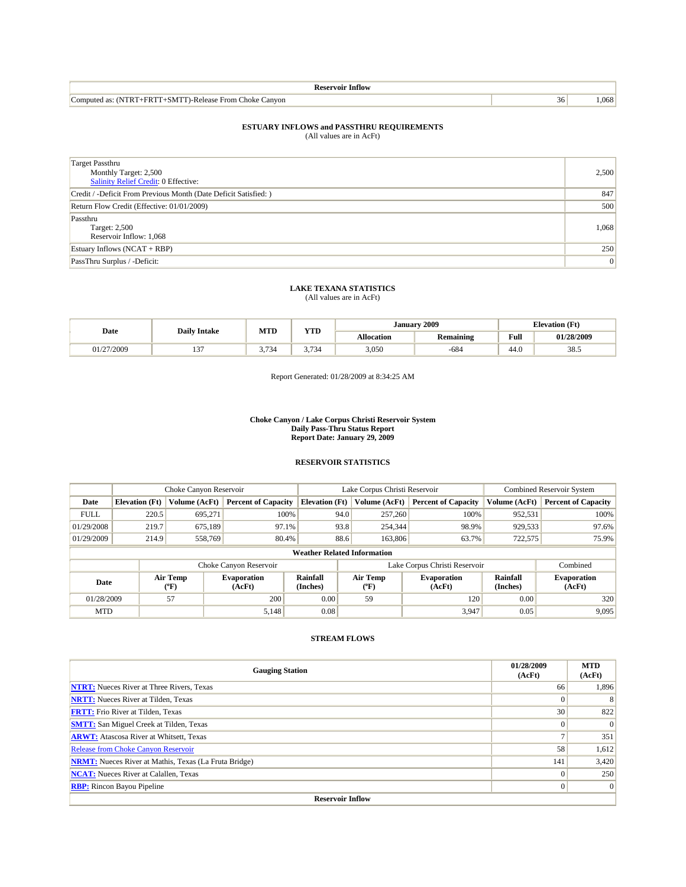| Reservoir Inflow | | |
|---|---|---|
| Computed as: (NTRT+FRTT+SMTT)-Release From Choke Canyon | 36 | 1,068 |

### ESTUARY INFLOWS and PASSTHRU REQUIREMENTS
(All values are in AcFt)

| | |
|---|---|
| Target Passthru<br>Monthly Target: 2,500<br>Salinity Relief Credit: 0 Effective: | 2,500 |
| Credit / -Deficit From Previous Month (Date Deficit Satisfied: ) | 847 |
| Return Flow Credit (Effective: 01/01/2009) | 500 |
| Passthru<br>Target: 2,500<br>Reservoir Inflow: 1,068 | 1,068 |
| Estuary Inflows (NCAT + RBP) | 250 |
| PassThru Surplus / -Deficit: | 0 |

### LAKE TEXANA STATISTICS
(All values are in AcFt)

| Date | Daily Intake | MTD | YTD | January 2009 | | Elevation (Ft) | |
|---|---|---|---|---|---|---|---|
| | | | | Allocation | Remaining | Full | 01/28/2009 |
| 01/27/2009 | 137 | 3,734 | 3,734 | 3,050 | -684 | 44.0 | 38.5 |

Report Generated: 01/28/2009 at 8:34:25 AM

**Choke Canyon / Lake Corpus Christi Reservoir System**
**Daily Pass-Thru Status Report**
**Report Date: January 29, 2009**

### RESERVOIR STATISTICS

| | Choke Canyon Reservoir | | | Lake Corpus Christi Reservoir | | | Combined Reservoir System | |
|---|---|---|---|---|---|---|---|---|
| Date | Elevation (Ft) | Volume (AcFt) | Percent of Capacity | Elevation (Ft) | Volume (AcFt) | Percent of Capacity | Volume (AcFt) | Percent of Capacity |
| FULL | 220.5 | 695,271 | 100% | 94.0 | 257,260 | 100% | 952,531 | 100% |
| 01/29/2008 | 219.7 | 675,189 | 97.1% | 93.8 | 254,344 | 98.9% | 929,533 | 97.6% |
| 01/29/2009 | 214.9 | 558,769 | 80.4% | 88.6 | 163,806 | 63.7% | 722,575 | 75.9% |

**Weather Related Information**

| | Choke Canyon Reservoir | | | Lake Corpus Christi Reservoir | | | Combined |
|---|---|---|---|---|---|---|---|
| Date | Air Temp (°F) | Evaporation (AcFt) | Rainfall (Inches) | Air Temp (°F) | Evaporation (AcFt) | Rainfall (Inches) | Evaporation (AcFt) |
| 01/28/2009 | 57 | 200 | 0.00 | 59 | 120 | 0.00 | 320 |
| MTD | | 5,148 | 0.08 | | 3,947 | 0.05 | 9,095 |

### STREAM FLOWS

| Gauging Station | 01/28/2009 (AcFt) | MTD (AcFt) |
|---|---|---|
| NTRT: Nueces River at Three Rivers, Texas | 66 | 1,896 |
| NRTT: Nueces River at Tilden, Texas | 0 | 8 |
| FRTT: Frio River at Tilden, Texas | 30 | 822 |
| SMTT: San Miguel Creek at Tilden, Texas | 0 | 0 |
| ARWT: Atascosa River at Whitsett, Texas | 7 | 351 |
| Release from Choke Canyon Reservoir | 58 | 1,612 |
| NRMT: Nueces River at Mathis, Texas (La Fruta Bridge) | 141 | 3,420 |
| NCAT: Nueces River at Calallen, Texas | 0 | 250 |
| RBP: Rincon Bayou Pipeline | 0 | 0 |
| **Reservoir Inflow** | | |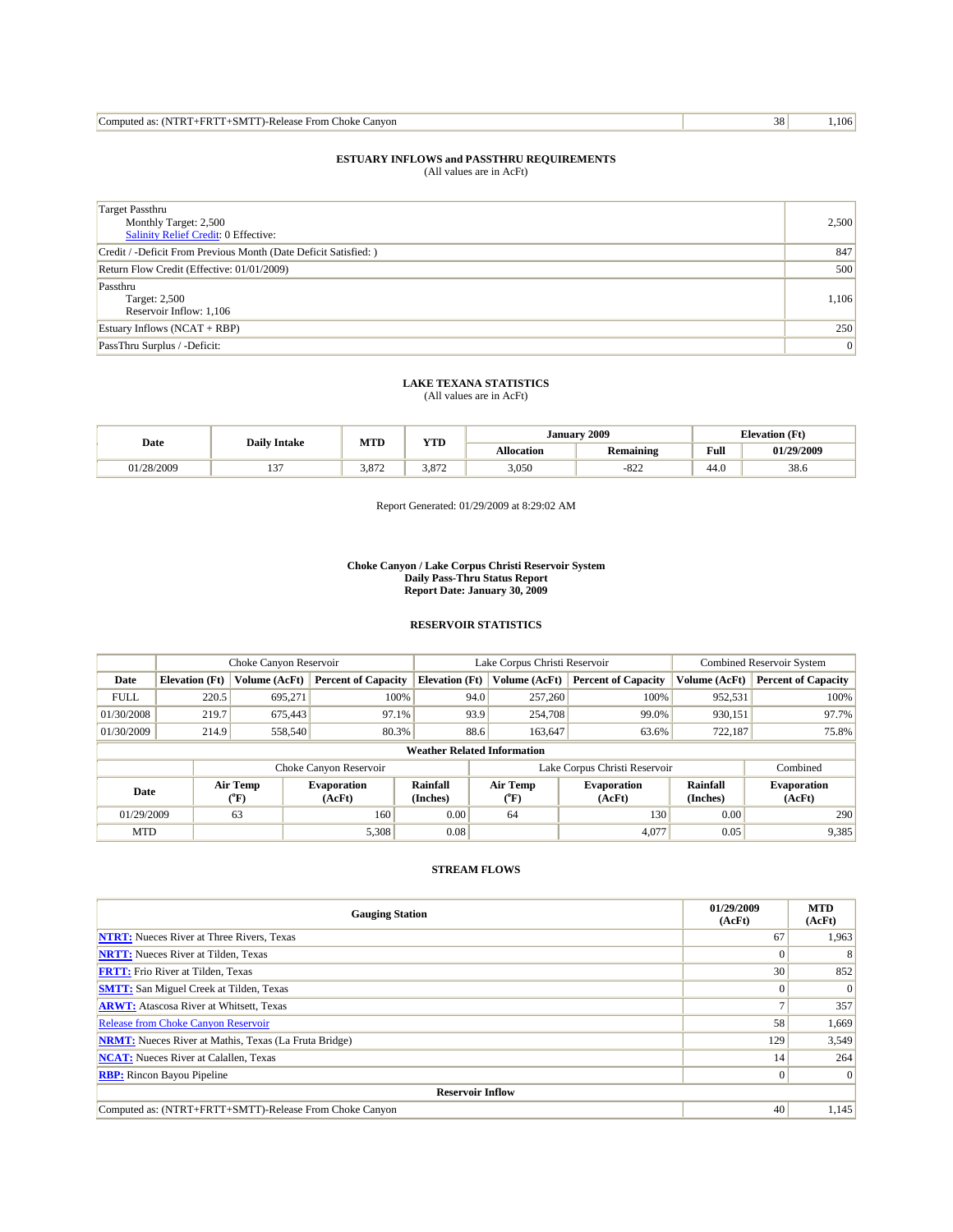| Computed as: (NTRT+FRTT+SMTT)-Release From Choke Canyon | 38 | 1,106 |
|---|---|---|

**ESTUARY INFLOWS and PASSTHRU REQUIREMENTS**
(All values are in AcFt)

| | |
|---|---|
| Target Passthru<br>Monthly Target: 2,500<br>Salinity Relief Credit: 0 Effective: | 2,500 |
| Credit / -Deficit From Previous Month (Date Deficit Satisfied: ) | 847 |
| Return Flow Credit (Effective: 01/01/2009) | 500 |
| Passthru<br>Target: 2,500<br>Reservoir Inflow: 1,106 | 1,106 |
| Estuary Inflows (NCAT + RBP) | 250 |
| PassThru Surplus / -Deficit: | 0 |

**LAKE TEXANA STATISTICS**
(All values are in AcFt)

| Date | Daily Intake | MTD | YTD | January 2009 | | Elevation (Ft) | |
|---|---|---|---|---|---|---|---|
| | | | | Allocation | Remaining | Full | 01/29/2009 |
| 01/28/2009 | 137 | 3,872 | 3,872 | 3,050 | -822 | 44.0 | 38.6 |

Report Generated: 01/29/2009 at 8:29:02 AM

**Choke Canyon / Lake Corpus Christi Reservoir System**
**Daily Pass-Thru Status Report**
**Report Date: January 30, 2009**

**RESERVOIR STATISTICS**

| | Choke Canyon Reservoir | | | Lake Corpus Christi Reservoir | | | Combined Reservoir System | |
|---|---|---|---|---|---|---|---|---|
| Date | Elevation (Ft) | Volume (AcFt) | Percent of Capacity | Elevation (Ft) | Volume (AcFt) | Percent of Capacity | Volume (AcFt) | Percent of Capacity |
| FULL | 220.5 | 695,271 | 100% | 94.0 | 257,260 | 100% | 952,531 | 100% |
| 01/30/2008 | 219.7 | 675,443 | 97.1% | 93.9 | 254,708 | 99.0% | 930,151 | 97.7% |
| 01/30/2009 | 214.9 | 558,540 | 80.3% | 88.6 | 163,647 | 63.6% | 722,187 | 75.8% |

**Weather Related Information**

| | Choke Canyon Reservoir | | | Lake Corpus Christi Reservoir | | | Combined |
|---|---|---|---|---|---|---|---|
| Date | Air Temp (°F) | Evaporation (AcFt) | Rainfall (Inches) | Air Temp (°F) | Evaporation (AcFt) | Rainfall (Inches) | Evaporation (AcFt) |
| 01/29/2009 | 63 | 160 | 0.00 | 64 | 130 | 0.00 | 290 |
| MTD | | 5,308 | 0.08 | | 4,077 | 0.05 | 9,385 |

**STREAM FLOWS**

| Gauging Station | 01/29/2009 (AcFt) | MTD (AcFt) |
|---|---|---|
| NTRT: Nueces River at Three Rivers, Texas | 67 | 1,963 |
| NRTT: Nueces River at Tilden, Texas | 0 | 8 |
| FRTT: Frio River at Tilden, Texas | 30 | 852 |
| SMTT: San Miguel Creek at Tilden, Texas | 0 | 0 |
| ARWT: Atascosa River at Whitsett, Texas | 7 | 357 |
| Release from Choke Canyon Reservoir | 58 | 1,669 |
| NRMT: Nueces River at Mathis, Texas (La Fruta Bridge) | 129 | 3,549 |
| NCAT: Nueces River at Calallen, Texas | 14 | 264 |
| RBP: Rincon Bayou Pipeline | 0 | 0 |
| **Reservoir Inflow** | | |
| Computed as: (NTRT+FRTT+SMTT)-Release From Choke Canyon | 40 | 1,145 |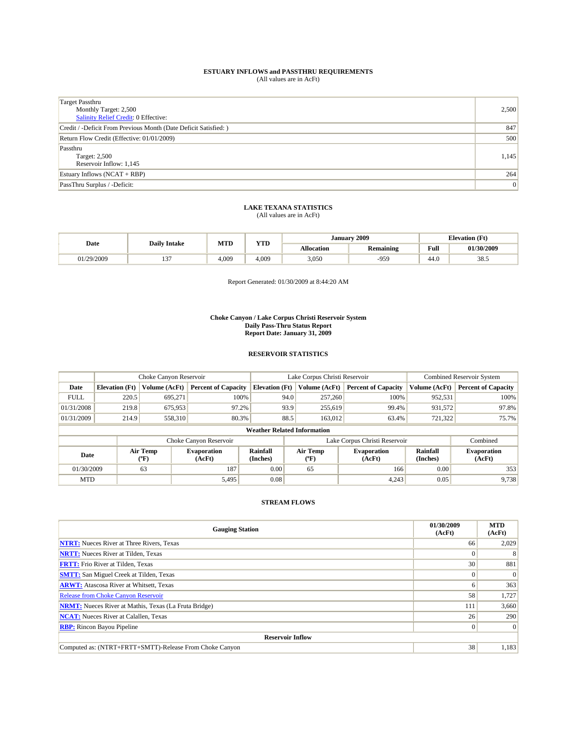**ESTUARY INFLOWS and PASSTHRU REQUIREMENTS**
(All values are in AcFt)

| | |
|---|---|
| Target Passthru<br>Monthly Target: 2,500<br>Salinity Relief Credit: 0 Effective: | 2,500 |
| Credit / -Deficit From Previous Month (Date Deficit Satisfied: ) | 847 |
| Return Flow Credit (Effective: 01/01/2009) | 500 |
| Passthru<br>Target: 2,500<br>Reservoir Inflow: 1,145 | 1,145 |
| Estuary Inflows (NCAT + RBP) | 264 |
| PassThru Surplus / -Deficit: | 0 |

**LAKE TEXANA STATISTICS**
(All values are in AcFt)

| Date | Daily Intake | MTD | YTD | January 2009 | | Elevation (Ft) | |
|---|---|---|---|---|---|---|---|
| | | | | Allocation | Remaining | Full | 01/30/2009 |
| 01/29/2009 | 137 | 4,009 | 4,009 | 3,050 | -959 | 44.0 | 38.5 |

Report Generated: 01/30/2009 at 8:44:20 AM

**Choke Canyon / Lake Corpus Christi Reservoir System**
**Daily Pass-Thru Status Report**
**Report Date: January 31, 2009**

**RESERVOIR STATISTICS**

| | Choke Canyon Reservoir | | | Lake Corpus Christi Reservoir | | | Combined Reservoir System | |
|---|---|---|---|---|---|---|---|---|
| Date | Elevation (Ft) | Volume (AcFt) | Percent of Capacity | Elevation (Ft) | Volume (AcFt) | Percent of Capacity | Volume (AcFt) | Percent of Capacity |
| FULL | 220.5 | 695,271 | 100% | 94.0 | 257,260 | 100% | 952,531 | 100% |
| 01/31/2008 | 219.8 | 675,953 | 97.2% | 93.9 | 255,619 | 99.4% | 931,572 | 97.8% |
| 01/31/2009 | 214.9 | 558,310 | 80.3% | 88.5 | 163,012 | 63.4% | 721,322 | 75.7% |

**Weather Related Information**

| | Choke Canyon Reservoir | | | Lake Corpus Christi Reservoir | | | Combined |
|---|---|---|---|---|---|---|---|
| Date | Air Temp (°F) | Evaporation (AcFt) | Rainfall (Inches) | Air Temp (°F) | Evaporation (AcFt) | Rainfall (Inches) | Evaporation (AcFt) |
| 01/30/2009 | 63 | 187 | 0.00 | 65 | 166 | 0.00 | 353 |
| MTD | | 5,495 | 0.08 | | 4,243 | 0.05 | 9,738 |

**STREAM FLOWS**

| Gauging Station | 01/30/2009 (AcFt) | MTD (AcFt) |
|---|---|---|
| NTRT: Nueces River at Three Rivers, Texas | 66 | 2,029 |
| NRTT: Nueces River at Tilden, Texas | 0 | 8 |
| FRTT: Frio River at Tilden, Texas | 30 | 881 |
| SMTT: San Miguel Creek at Tilden, Texas | 0 | 0 |
| ARWT: Atascosa River at Whitsett, Texas | 6 | 363 |
| Release from Choke Canyon Reservoir | 58 | 1,727 |
| NRMT: Nueces River at Mathis, Texas (La Fruta Bridge) | 111 | 3,660 |
| NCAT: Nueces River at Calallen, Texas | 26 | 290 |
| RBP: Rincon Bayou Pipeline | 0 | 0 |
| **Reservoir Inflow** | | |
| Computed as: (NTRT+FRTT+SMTT)-Release From Choke Canyon | 38 | 1,183 |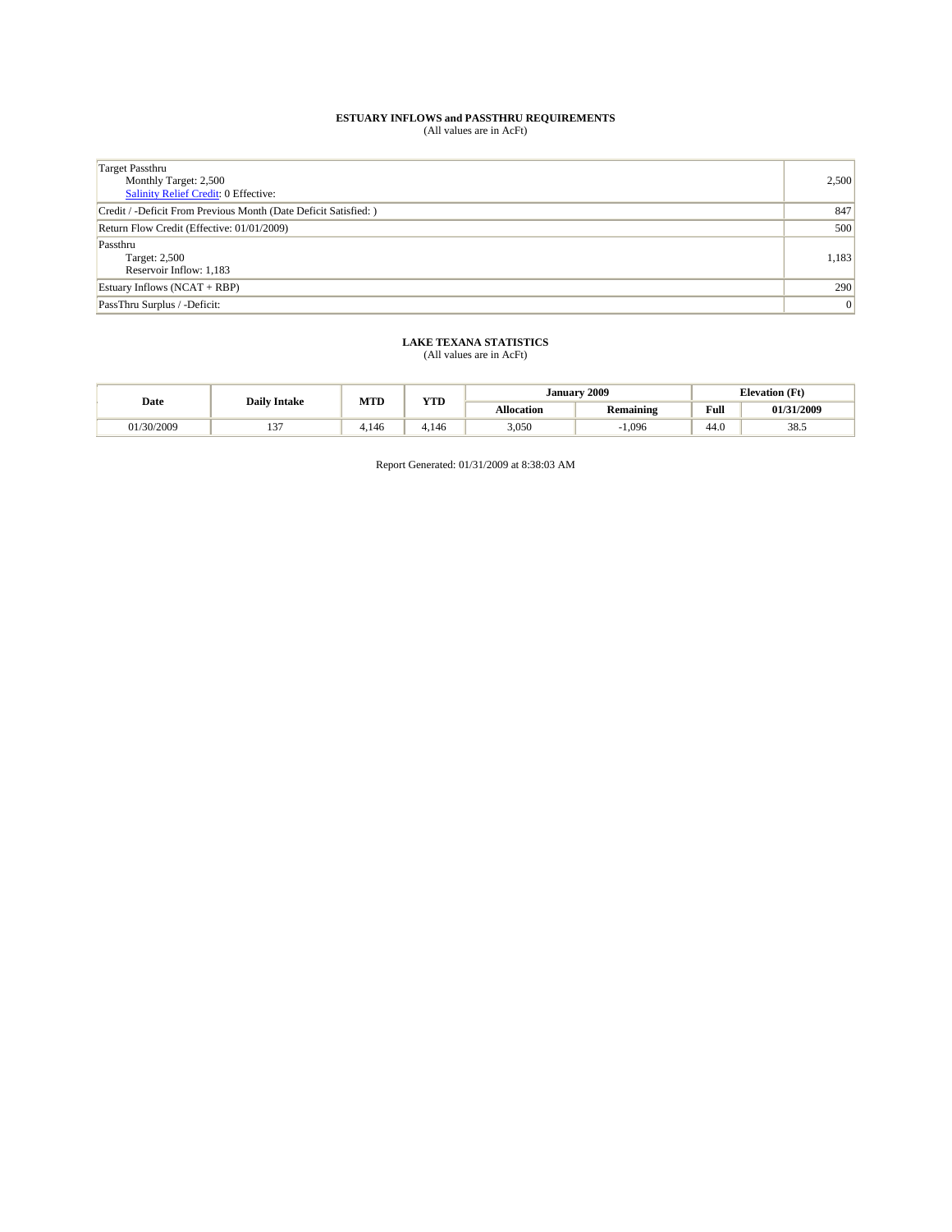**ESTUARY INFLOWS and PASSTHRU REQUIREMENTS**
(All values are in AcFt)

| | |
|---|---|
| Target Passthru<br>Monthly Target: 2,500<br>Salinity Relief Credit: 0 Effective: | 2,500 |
| Credit / -Deficit From Previous Month (Date Deficit Satisfied: ) | 847 |
| Return Flow Credit (Effective: 01/01/2009) | 500 |
| Passthru<br>Target: 2,500<br>Reservoir Inflow: 1,183 | 1,183 |
| Estuary Inflows (NCAT + RBP) | 290 |
| PassThru Surplus / -Deficit: | 0 |

**LAKE TEXANA STATISTICS**
(All values are in AcFt)

| Date | Daily Intake | MTD | YTD | January 2009 | | Elevation (Ft) | |
|---|---|---|---|---|---|---|---|
| | | | | Allocation | Remaining | Full | 01/31/2009 |
| 01/30/2009 | 137 | 4,146 | 4,146 | 3,050 | -1,096 | 44.0 | 38.5 |

Report Generated: 01/31/2009 at 8:38:03 AM